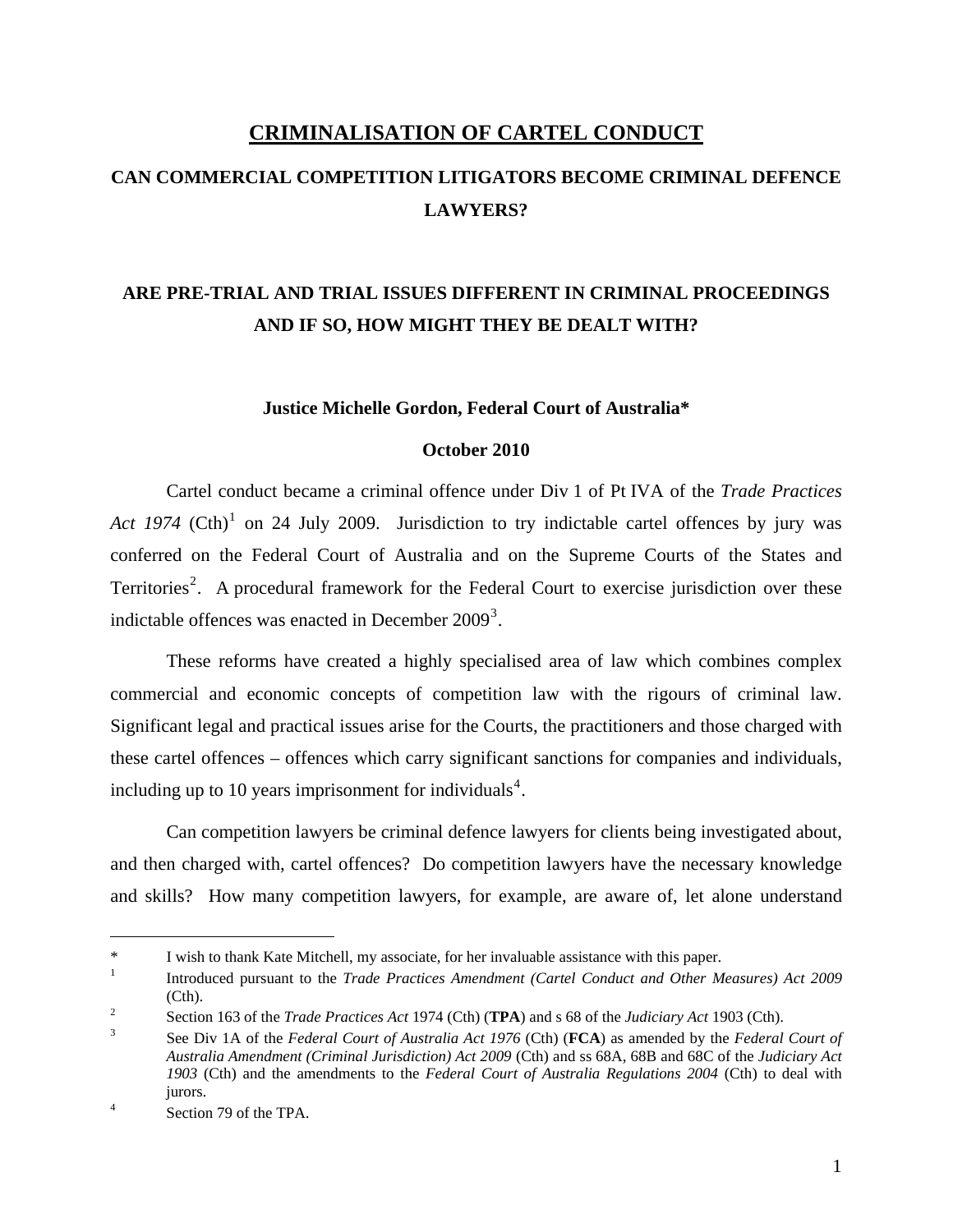# CRIMINALISATION OF CARTEL CONDUCT

## CAN COMMERCIAL COMPETITION LITIGATORS BECOME CRIMINAL DEFENCE LAWYERS?

## ARE PRE-TRIAL AND TRIAL ISSUES DIFFERENT IN CRIMINAL PROCEEDINGS AND IF SO, HOW MIGHT THEY BE DEALT WITH?

**Justice Michelle Gordon, Federal Court of Australia***

**October 2010**

Cartel conduct became a criminal offence under Div 1 of Pt IVA of the *Trade Practices Act 1974* (Cth)[1] on 24 July 2009. Jurisdiction to try indictable cartel offences by jury was conferred on the Federal Court of Australia and on the Supreme Courts of the States and Territories[2]. A procedural framework for the Federal Court to exercise jurisdiction over these indictable offences was enacted in December 2009[3].

These reforms have created a highly specialised area of law which combines complex commercial and economic concepts of competition law with the rigours of criminal law. Significant legal and practical issues arise for the Courts, the practitioners and those charged with these cartel offences – offences which carry significant sanctions for companies and individuals, including up to 10 years imprisonment for individuals[4].

Can competition lawyers be criminal defence lawyers for clients being investigated about, and then charged with, cartel offences? Do competition lawyers have the necessary knowledge and skills? How many competition lawyers, for example, are aware of, let alone understand

---

\* I wish to thank Kate Mitchell, my associate, for her invaluable assistance with this paper.

[1] Introduced pursuant to the *Trade Practices Amendment (Cartel Conduct and Other Measures) Act 2009* (Cth).

[2] Section 163 of the *Trade Practices Act* 1974 (Cth) (**TPA**) and s 68 of the *Judiciary Act* 1903 (Cth).

[3] See Div 1A of the *Federal Court of Australia Act 1976* (Cth) (**FCA**) as amended by the *Federal Court of Australia Amendment (Criminal Jurisdiction) Act 2009* (Cth) and ss 68A, 68B and 68C of the *Judiciary Act 1903* (Cth) and the amendments to the *Federal Court of Australia Regulations 2004* (Cth) to deal with jurors.

[4] Section 79 of the TPA.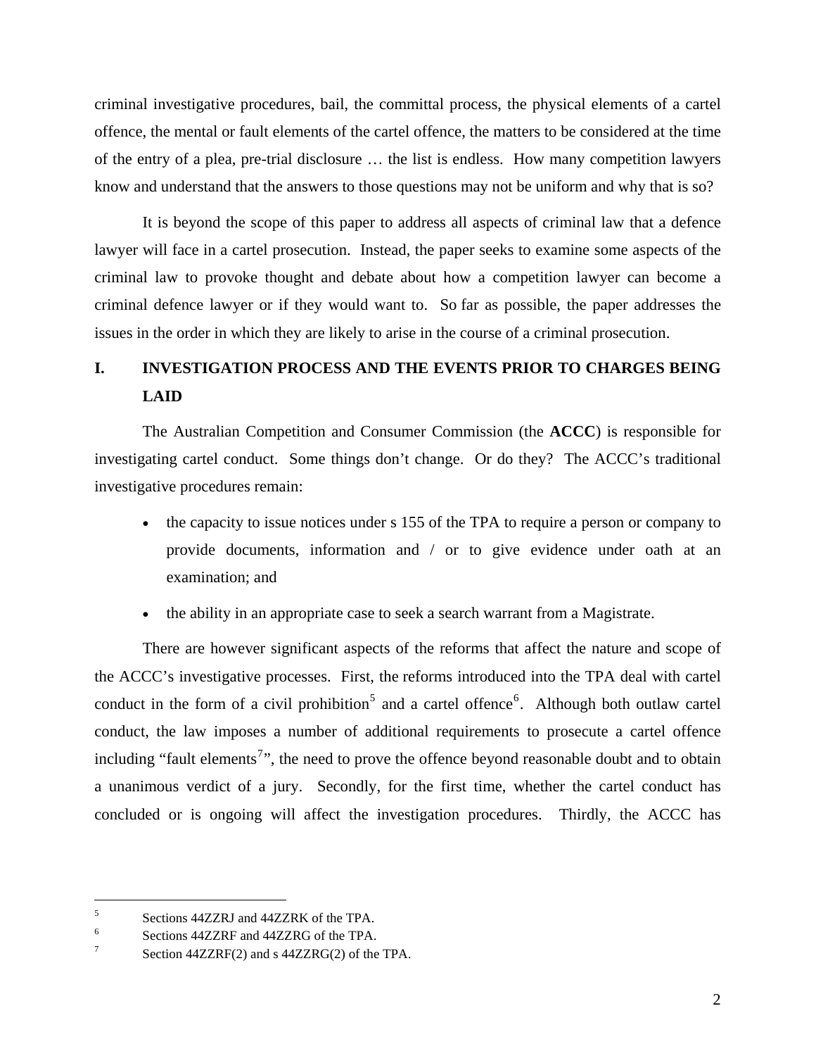criminal investigative procedures, bail, the committal process, the physical elements of a cartel offence, the mental or fault elements of the cartel offence, the matters to be considered at the time of the entry of a plea, pre-trial disclosure … the list is endless. How many competition lawyers know and understand that the answers to those questions may not be uniform and why that is so?

It is beyond the scope of this paper to address all aspects of criminal law that a defence lawyer will face in a cartel prosecution. Instead, the paper seeks to examine some aspects of the criminal law to provoke thought and debate about how a competition lawyer can become a criminal defence lawyer or if they would want to. So far as possible, the paper addresses the issues in the order in which they are likely to arise in the course of a criminal prosecution.

## I. INVESTIGATION PROCESS AND THE EVENTS PRIOR TO CHARGES BEING LAID

The Australian Competition and Consumer Commission (the **ACCC**) is responsible for investigating cartel conduct. Some things don't change. Or do they? The ACCC's traditional investigative procedures remain:

- the capacity to issue notices under s 155 of the TPA to require a person or company to provide documents, information and / or to give evidence under oath at an examination; and
- the ability in an appropriate case to seek a search warrant from a Magistrate.

There are however significant aspects of the reforms that affect the nature and scope of the ACCC's investigative processes. First, the reforms introduced into the TPA deal with cartel conduct in the form of a civil prohibition[5] and a cartel offence[6]. Although both outlaw cartel conduct, the law imposes a number of additional requirements to prosecute a cartel offence including "fault elements[7]", the need to prove the offence beyond reasonable doubt and to obtain a unanimous verdict of a jury. Secondly, for the first time, whether the cartel conduct has concluded or is ongoing will affect the investigation procedures. Thirdly, the ACCC has

---

[5] Sections 44ZZRJ and 44ZZRK of the TPA.

[6] Sections 44ZZRF and 44ZZRG of the TPA.

[7] Section 44ZZRF(2) and s 44ZZRG(2) of the TPA.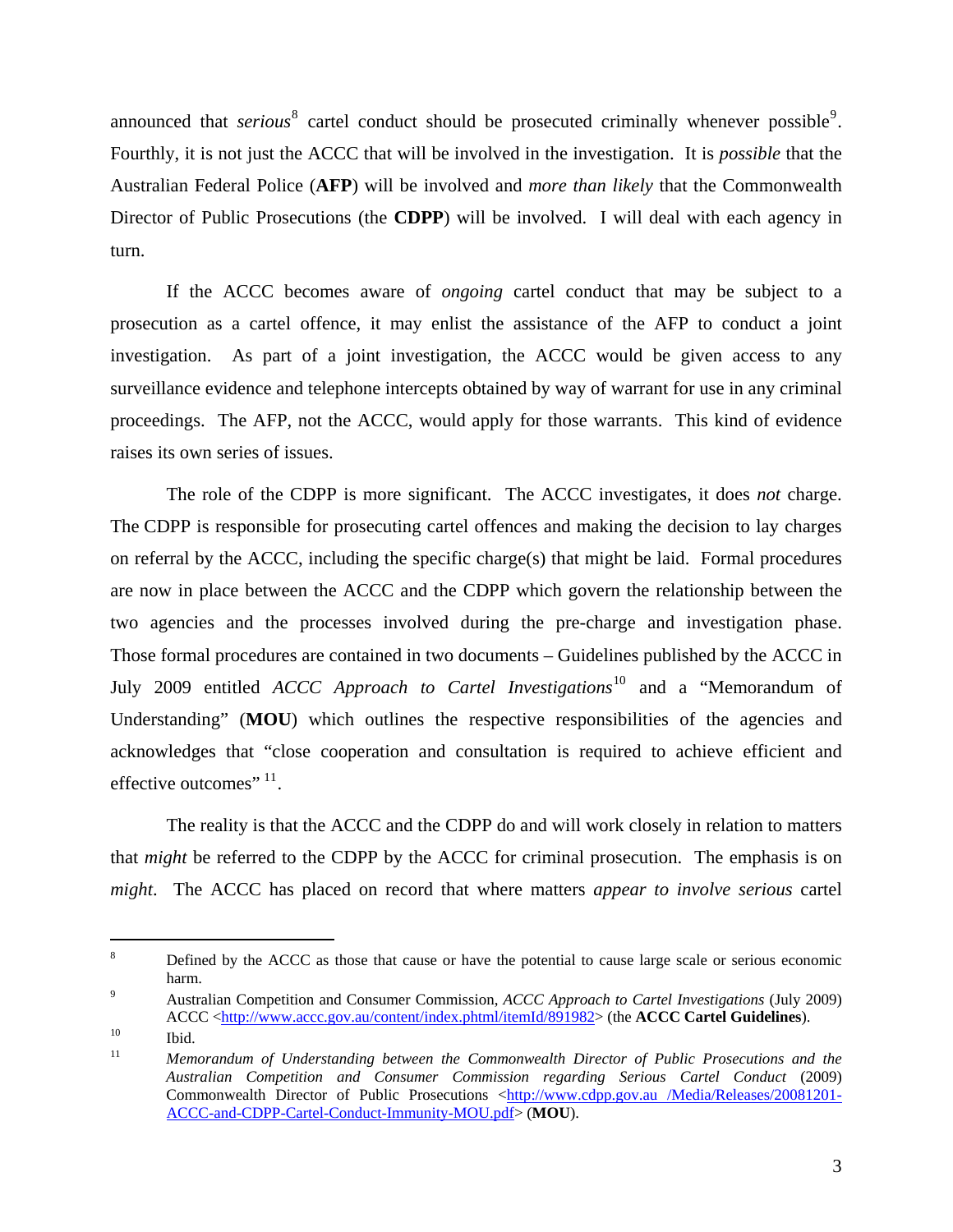announced that *serious*[8] cartel conduct should be prosecuted criminally whenever possible[9]. Fourthly, it is not just the ACCC that will be involved in the investigation. It is *possible* that the Australian Federal Police (**AFP**) will be involved and *more than likely* that the Commonwealth Director of Public Prosecutions (the **CDPP**) will be involved. I will deal with each agency in turn.

If the ACCC becomes aware of *ongoing* cartel conduct that may be subject to a prosecution as a cartel offence, it may enlist the assistance of the AFP to conduct a joint investigation. As part of a joint investigation, the ACCC would be given access to any surveillance evidence and telephone intercepts obtained by way of warrant for use in any criminal proceedings. The AFP, not the ACCC, would apply for those warrants. This kind of evidence raises its own series of issues.

The role of the CDPP is more significant. The ACCC investigates, it does *not* charge. The CDPP is responsible for prosecuting cartel offences and making the decision to lay charges on referral by the ACCC, including the specific charge(s) that might be laid. Formal procedures are now in place between the ACCC and the CDPP which govern the relationship between the two agencies and the processes involved during the pre-charge and investigation phase. Those formal procedures are contained in two documents – Guidelines published by the ACCC in July 2009 entitled *ACCC Approach to Cartel Investigations*[10] and a "Memorandum of Understanding" (**MOU**) which outlines the respective responsibilities of the agencies and acknowledges that "close cooperation and consultation is required to achieve efficient and effective outcomes"[11].

The reality is that the ACCC and the CDPP do and will work closely in relation to matters that *might* be referred to the CDPP by the ACCC for criminal prosecution. The emphasis is on *might*. The ACCC has placed on record that where matters *appear to involve serious* cartel

---

[8] Defined by the ACCC as those that cause or have the potential to cause large scale or serious economic harm.

[9] Australian Competition and Consumer Commission, *ACCC Approach to Cartel Investigations* (July 2009) ACCC <http://www.accc.gov.au/content/index.phtml/itemId/891982> (the **ACCC Cartel Guidelines**).

[10] Ibid.

[11] *Memorandum of Understanding between the Commonwealth Director of Public Prosecutions and the Australian Competition and Consumer Commission regarding Serious Cartel Conduct* (2009) Commonwealth Director of Public Prosecutions <http://www.cdpp.gov.au /Media/Releases/20081201-ACCC-and-CDPP-Cartel-Conduct-Immunity-MOU.pdf> (**MOU**).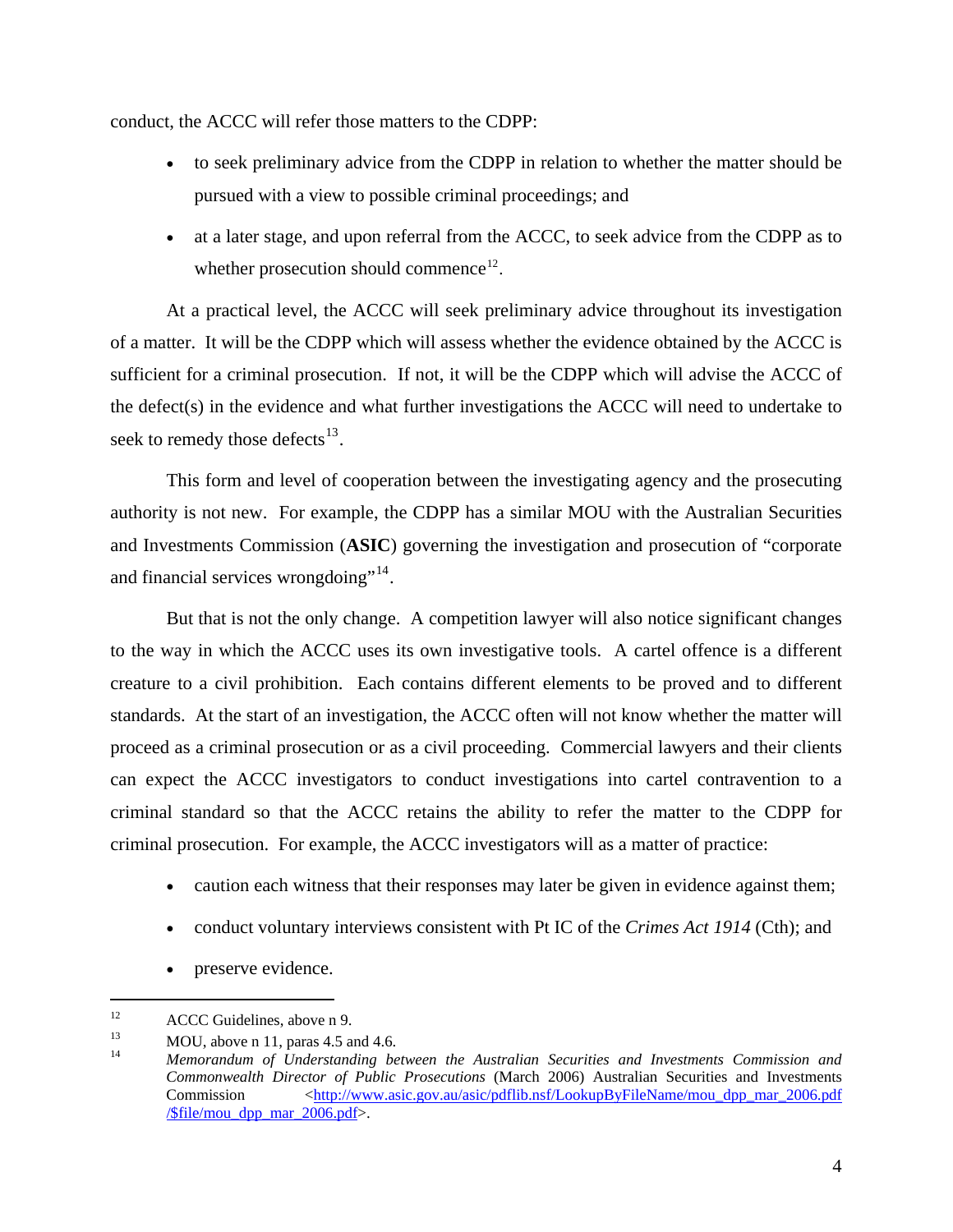conduct, the ACCC will refer those matters to the CDPP:

- to seek preliminary advice from the CDPP in relation to whether the matter should be pursued with a view to possible criminal proceedings; and
- at a later stage, and upon referral from the ACCC, to seek advice from the CDPP as to whether prosecution should commence[12].

At a practical level, the ACCC will seek preliminary advice throughout its investigation of a matter. It will be the CDPP which will assess whether the evidence obtained by the ACCC is sufficient for a criminal prosecution. If not, it will be the CDPP which will advise the ACCC of the defect(s) in the evidence and what further investigations the ACCC will need to undertake to seek to remedy those defects[13].

This form and level of cooperation between the investigating agency and the prosecuting authority is not new. For example, the CDPP has a similar MOU with the Australian Securities and Investments Commission (**ASIC**) governing the investigation and prosecution of "corporate and financial services wrongdoing"[14].

But that is not the only change. A competition lawyer will also notice significant changes to the way in which the ACCC uses its own investigative tools. A cartel offence is a different creature to a civil prohibition. Each contains different elements to be proved and to different standards. At the start of an investigation, the ACCC often will not know whether the matter will proceed as a criminal prosecution or as a civil proceeding. Commercial lawyers and their clients can expect the ACCC investigators to conduct investigations into cartel contravention to a criminal standard so that the ACCC retains the ability to refer the matter to the CDPP for criminal prosecution. For example, the ACCC investigators will as a matter of practice:

- caution each witness that their responses may later be given in evidence against them;
- conduct voluntary interviews consistent with Pt IC of the *Crimes Act 1914* (Cth); and
- preserve evidence.

---

[12] ACCC Guidelines, above n 9.

[13] MOU, above n 11, paras 4.5 and 4.6.

[14] *Memorandum of Understanding between the Australian Securities and Investments Commission and Commonwealth Director of Public Prosecutions* (March 2006) Australian Securities and Investments Commission <http://www.asic.gov.au/asic/pdflib.nsf/LookupByFileName/mou_dpp_mar_2006.pdf/$file/mou_dpp_mar_2006.pdf>.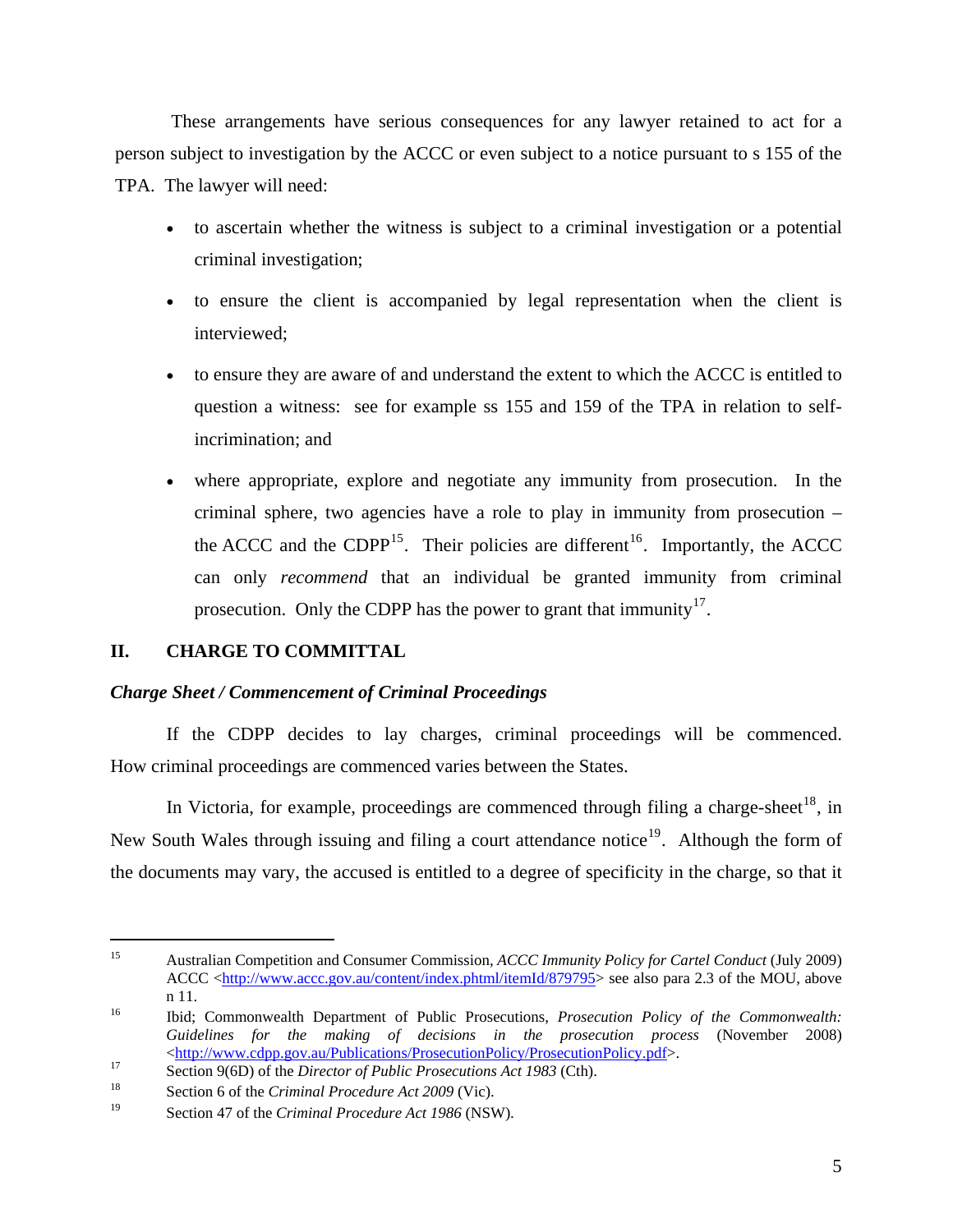These arrangements have serious consequences for any lawyer retained to act for a person subject to investigation by the ACCC or even subject to a notice pursuant to s 155 of the TPA. The lawyer will need:

- to ascertain whether the witness is subject to a criminal investigation or a potential criminal investigation;
- to ensure the client is accompanied by legal representation when the client is interviewed;
- to ensure they are aware of and understand the extent to which the ACCC is entitled to question a witness: see for example ss 155 and 159 of the TPA in relation to self-incrimination; and
- where appropriate, explore and negotiate any immunity from prosecution. In the criminal sphere, two agencies have a role to play in immunity from prosecution – the ACCC and the CDPP[15]. Their policies are different[16]. Importantly, the ACCC can only *recommend* that an individual be granted immunity from criminal prosecution. Only the CDPP has the power to grant that immunity[17].

## II. CHARGE TO COMMITTAL

### *Charge Sheet / Commencement of Criminal Proceedings*

If the CDPP decides to lay charges, criminal proceedings will be commenced. How criminal proceedings are commenced varies between the States.

In Victoria, for example, proceedings are commenced through filing a charge-sheet[18], in New South Wales through issuing and filing a court attendance notice[19]. Although the form of the documents may vary, the accused is entitled to a degree of specificity in the charge, so that it

---

[15] Australian Competition and Consumer Commission, *ACCC Immunity Policy for Cartel Conduct* (July 2009) ACCC <http://www.accc.gov.au/content/index.phtml/itemId/879795> see also para 2.3 of the MOU, above n 11.

[16] Ibid; Commonwealth Department of Public Prosecutions, *Prosecution Policy of the Commonwealth: Guidelines for the making of decisions in the prosecution process* (November 2008) <http://www.cdpp.gov.au/Publications/ProsecutionPolicy/ProsecutionPolicy.pdf>.

[17] Section 9(6D) of the *Director of Public Prosecutions Act 1983* (Cth).

[18] Section 6 of the *Criminal Procedure Act 2009* (Vic).

[19] Section 47 of the *Criminal Procedure Act 1986* (NSW).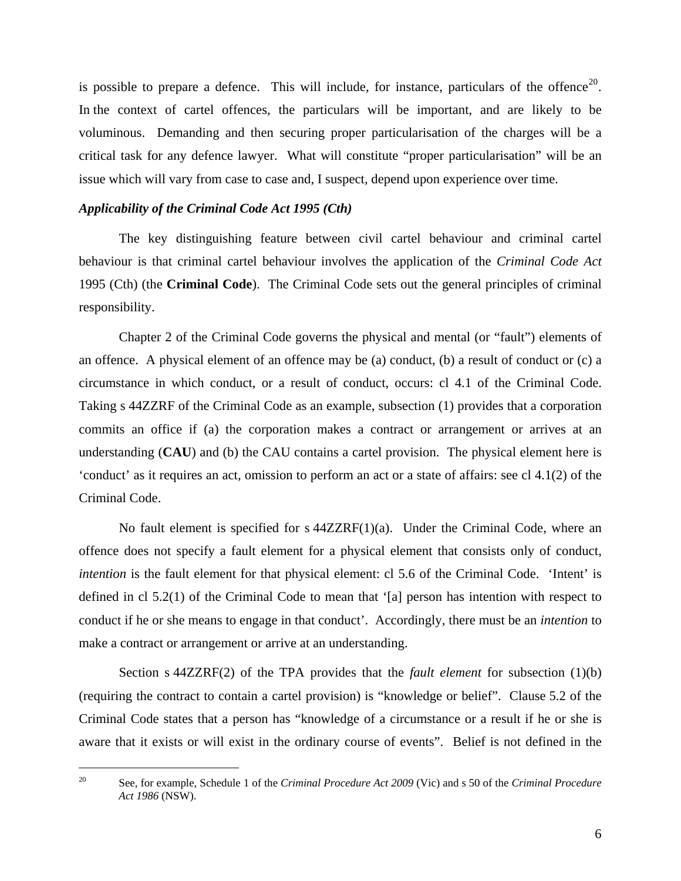is possible to prepare a defence. This will include, for instance, particulars of the offence[20]. In the context of cartel offences, the particulars will be important, and are likely to be voluminous. Demanding and then securing proper particularisation of the charges will be a critical task for any defence lawyer. What will constitute "proper particularisation" will be an issue which will vary from case to case and, I suspect, depend upon experience over time.

### *Applicability of the Criminal Code Act 1995 (Cth)*

The key distinguishing feature between civil cartel behaviour and criminal cartel behaviour is that criminal cartel behaviour involves the application of the *Criminal Code Act* 1995 (Cth) (the **Criminal Code**). The Criminal Code sets out the general principles of criminal responsibility.

Chapter 2 of the Criminal Code governs the physical and mental (or "fault") elements of an offence. A physical element of an offence may be (a) conduct, (b) a result of conduct or (c) a circumstance in which conduct, or a result of conduct, occurs: cl 4.1 of the Criminal Code. Taking s 44ZZRF of the Criminal Code as an example, subsection (1) provides that a corporation commits an office if (a) the corporation makes a contract or arrangement or arrives at an understanding (**CAU**) and (b) the CAU contains a cartel provision. The physical element here is 'conduct' as it requires an act, omission to perform an act or a state of affairs: see cl 4.1(2) of the Criminal Code.

No fault element is specified for s 44ZZRF(1)(a). Under the Criminal Code, where an offence does not specify a fault element for a physical element that consists only of conduct, *intention* is the fault element for that physical element: cl 5.6 of the Criminal Code. 'Intent' is defined in cl 5.2(1) of the Criminal Code to mean that '[a] person has intention with respect to conduct if he or she means to engage in that conduct'. Accordingly, there must be an *intention* to make a contract or arrangement or arrive at an understanding.

Section s 44ZZRF(2) of the TPA provides that the *fault element* for subsection (1)(b) (requiring the contract to contain a cartel provision) is "knowledge or belief". Clause 5.2 of the Criminal Code states that a person has "knowledge of a circumstance or a result if he or she is aware that it exists or will exist in the ordinary course of events". Belief is not defined in the

---

[20] See, for example, Schedule 1 of the *Criminal Procedure Act 2009* (Vic) and s 50 of the *Criminal Procedure Act 1986* (NSW).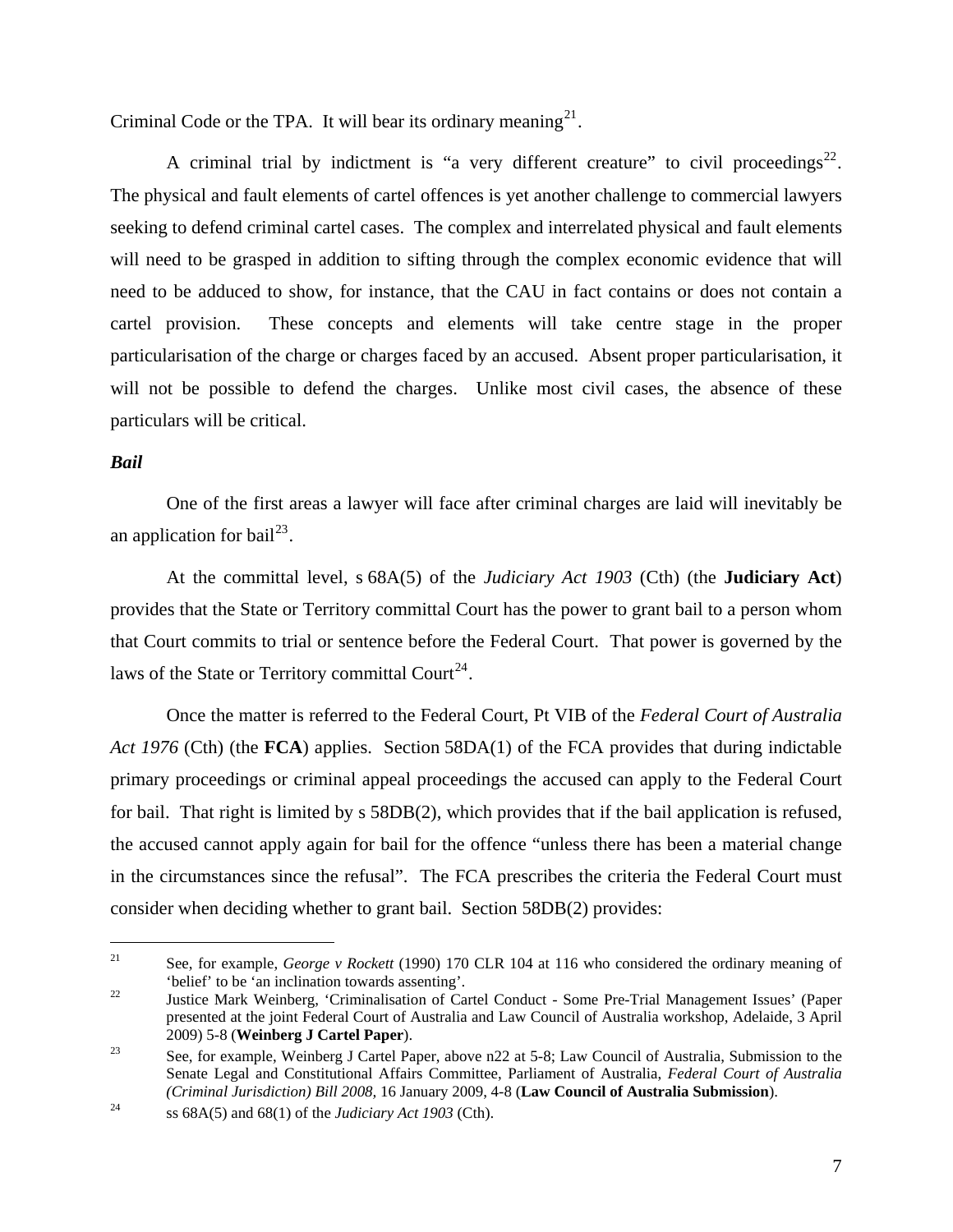Criminal Code or the TPA. It will bear its ordinary meaning[21].

A criminal trial by indictment is "a very different creature" to civil proceedings[22]. The physical and fault elements of cartel offences is yet another challenge to commercial lawyers seeking to defend criminal cartel cases. The complex and interrelated physical and fault elements will need to be grasped in addition to sifting through the complex economic evidence that will need to be adduced to show, for instance, that the CAU in fact contains or does not contain a cartel provision. These concepts and elements will take centre stage in the proper particularisation of the charge or charges faced by an accused. Absent proper particularisation, it will not be possible to defend the charges. Unlike most civil cases, the absence of these particulars will be critical.

***Bail***

One of the first areas a lawyer will face after criminal charges are laid will inevitably be an application for bail[23].

At the committal level, s 68A(5) of the *Judiciary Act 1903* (Cth) (the **Judiciary Act**) provides that the State or Territory committal Court has the power to grant bail to a person whom that Court commits to trial or sentence before the Federal Court. That power is governed by the laws of the State or Territory committal Court[24].

Once the matter is referred to the Federal Court, Pt VIB of the *Federal Court of Australia Act 1976* (Cth) (the **FCA**) applies. Section 58DA(1) of the FCA provides that during indictable primary proceedings or criminal appeal proceedings the accused can apply to the Federal Court for bail. That right is limited by s 58DB(2), which provides that if the bail application is refused, the accused cannot apply again for bail for the offence "unless there has been a material change in the circumstances since the refusal". The FCA prescribes the criteria the Federal Court must consider when deciding whether to grant bail. Section 58DB(2) provides:

---

21 See, for example, *George v Rockett* (1990) 170 CLR 104 at 116 who considered the ordinary meaning of 'belief' to be 'an inclination towards assenting'.

22 Justice Mark Weinberg, 'Criminalisation of Cartel Conduct - Some Pre-Trial Management Issues' (Paper presented at the joint Federal Court of Australia and Law Council of Australia workshop, Adelaide, 3 April 2009) 5-8 (**Weinberg J Cartel Paper**).

23 See, for example, Weinberg J Cartel Paper, above n22 at 5-8; Law Council of Australia, Submission to the Senate Legal and Constitutional Affairs Committee, Parliament of Australia, *Federal Court of Australia (Criminal Jurisdiction) Bill 2008,* 16 January 2009, 4-8 (**Law Council of Australia Submission**).

24 ss 68A(5) and 68(1) of the *Judiciary Act 1903* (Cth).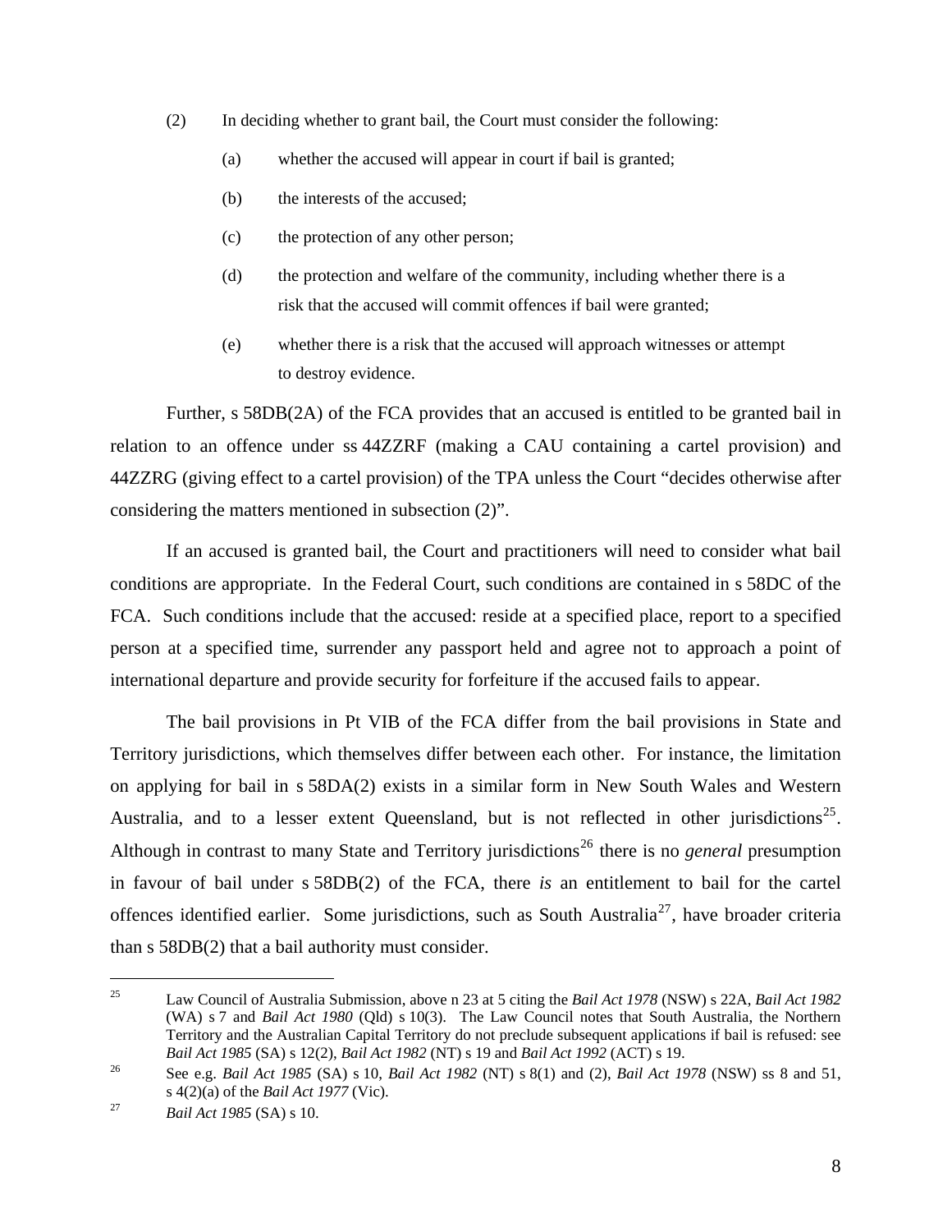(2) In deciding whether to grant bail, the Court must consider the following:

(a) whether the accused will appear in court if bail is granted;

(b) the interests of the accused;

(c) the protection of any other person;

(d) the protection and welfare of the community, including whether there is a risk that the accused will commit offences if bail were granted;

(e) whether there is a risk that the accused will approach witnesses or attempt to destroy evidence.

Further, s 58DB(2A) of the FCA provides that an accused is entitled to be granted bail in relation to an offence under ss 44ZZRF (making a CAU containing a cartel provision) and 44ZZRG (giving effect to a cartel provision) of the TPA unless the Court "decides otherwise after considering the matters mentioned in subsection (2)".

If an accused is granted bail, the Court and practitioners will need to consider what bail conditions are appropriate. In the Federal Court, such conditions are contained in s 58DC of the FCA. Such conditions include that the accused: reside at a specified place, report to a specified person at a specified time, surrender any passport held and agree not to approach a point of international departure and provide security for forfeiture if the accused fails to appear.

The bail provisions in Pt VIB of the FCA differ from the bail provisions in State and Territory jurisdictions, which themselves differ between each other. For instance, the limitation on applying for bail in s 58DA(2) exists in a similar form in New South Wales and Western Australia, and to a lesser extent Queensland, but is not reflected in other jurisdictions[25]. Although in contrast to many State and Territory jurisdictions[26] there is no *general* presumption in favour of bail under s 58DB(2) of the FCA, there *is* an entitlement to bail for the cartel offences identified earlier. Some jurisdictions, such as South Australia[27], have broader criteria than s 58DB(2) that a bail authority must consider.

---

[25] Law Council of Australia Submission, above n 23 at 5 citing the *Bail Act 1978* (NSW) s 22A, *Bail Act 1982* (WA) s 7 and *Bail Act 1980* (Qld) s 10(3). The Law Council notes that South Australia, the Northern Territory and the Australian Capital Territory do not preclude subsequent applications if bail is refused: see *Bail Act 1985* (SA) s 12(2), *Bail Act 1982* (NT) s 19 and *Bail Act 1992* (ACT) s 19.

[26] See e.g. *Bail Act 1985* (SA) s 10, *Bail Act 1982* (NT) s 8(1) and (2), *Bail Act 1978* (NSW) ss 8 and 51, s 4(2)(a) of the *Bail Act 1977* (Vic).

[27] *Bail Act 1985* (SA) s 10.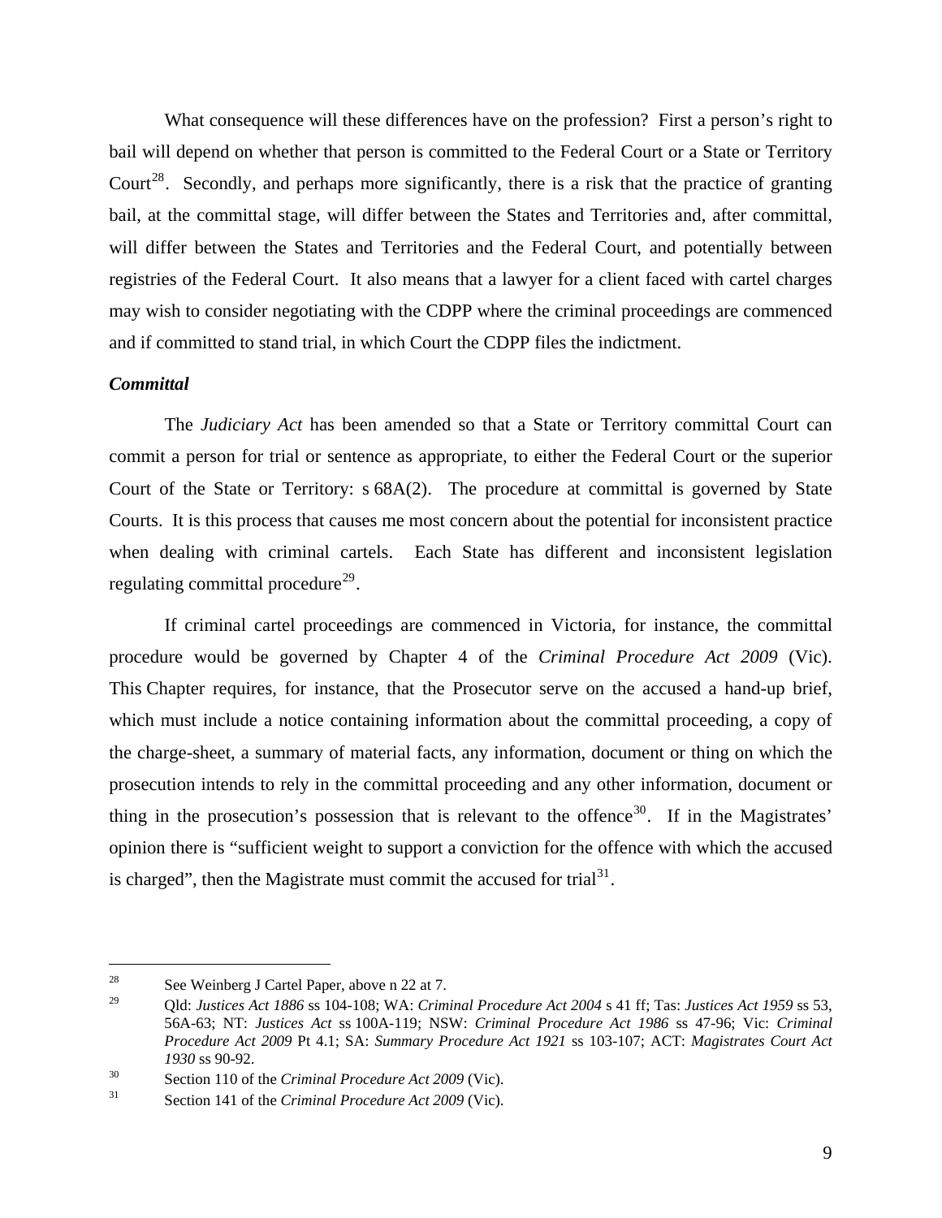What consequence will these differences have on the profession? First a person's right to bail will depend on whether that person is committed to the Federal Court or a State or Territory Court[28]. Secondly, and perhaps more significantly, there is a risk that the practice of granting bail, at the committal stage, will differ between the States and Territories and, after committal, will differ between the States and Territories and the Federal Court, and potentially between registries of the Federal Court. It also means that a lawyer for a client faced with cartel charges may wish to consider negotiating with the CDPP where the criminal proceedings are commenced and if committed to stand trial, in which Court the CDPP files the indictment.

***Committal***

The *Judiciary Act* has been amended so that a State or Territory committal Court can commit a person for trial or sentence as appropriate, to either the Federal Court or the superior Court of the State or Territory: s 68A(2). The procedure at committal is governed by State Courts. It is this process that causes me most concern about the potential for inconsistent practice when dealing with criminal cartels. Each State has different and inconsistent legislation regulating committal procedure[29].

If criminal cartel proceedings are commenced in Victoria, for instance, the committal procedure would be governed by Chapter 4 of the *Criminal Procedure Act 2009* (Vic). This Chapter requires, for instance, that the Prosecutor serve on the accused a hand-up brief, which must include a notice containing information about the committal proceeding, a copy of the charge-sheet, a summary of material facts, any information, document or thing on which the prosecution intends to rely in the committal proceeding and any other information, document or thing in the prosecution's possession that is relevant to the offence[30]. If in the Magistrates' opinion there is "sufficient weight to support a conviction for the offence with which the accused is charged", then the Magistrate must commit the accused for trial[31].

---

[28] See Weinberg J Cartel Paper, above n 22 at 7.

[29] Qld: *Justices Act 1886* ss 104-108; WA: *Criminal Procedure Act 2004* s 41 ff; Tas: *Justices Act 1959* ss 53, 56A-63; NT: *Justices Act* ss 100A-119; NSW: *Criminal Procedure Act 1986* ss 47-96; Vic: *Criminal Procedure Act 2009* Pt 4.1; SA: *Summary Procedure Act 1921* ss 103-107; ACT: *Magistrates Court Act 1930* ss 90-92.

[30] Section 110 of the *Criminal Procedure Act 2009* (Vic).

[31] Section 141 of the *Criminal Procedure Act 2009* (Vic).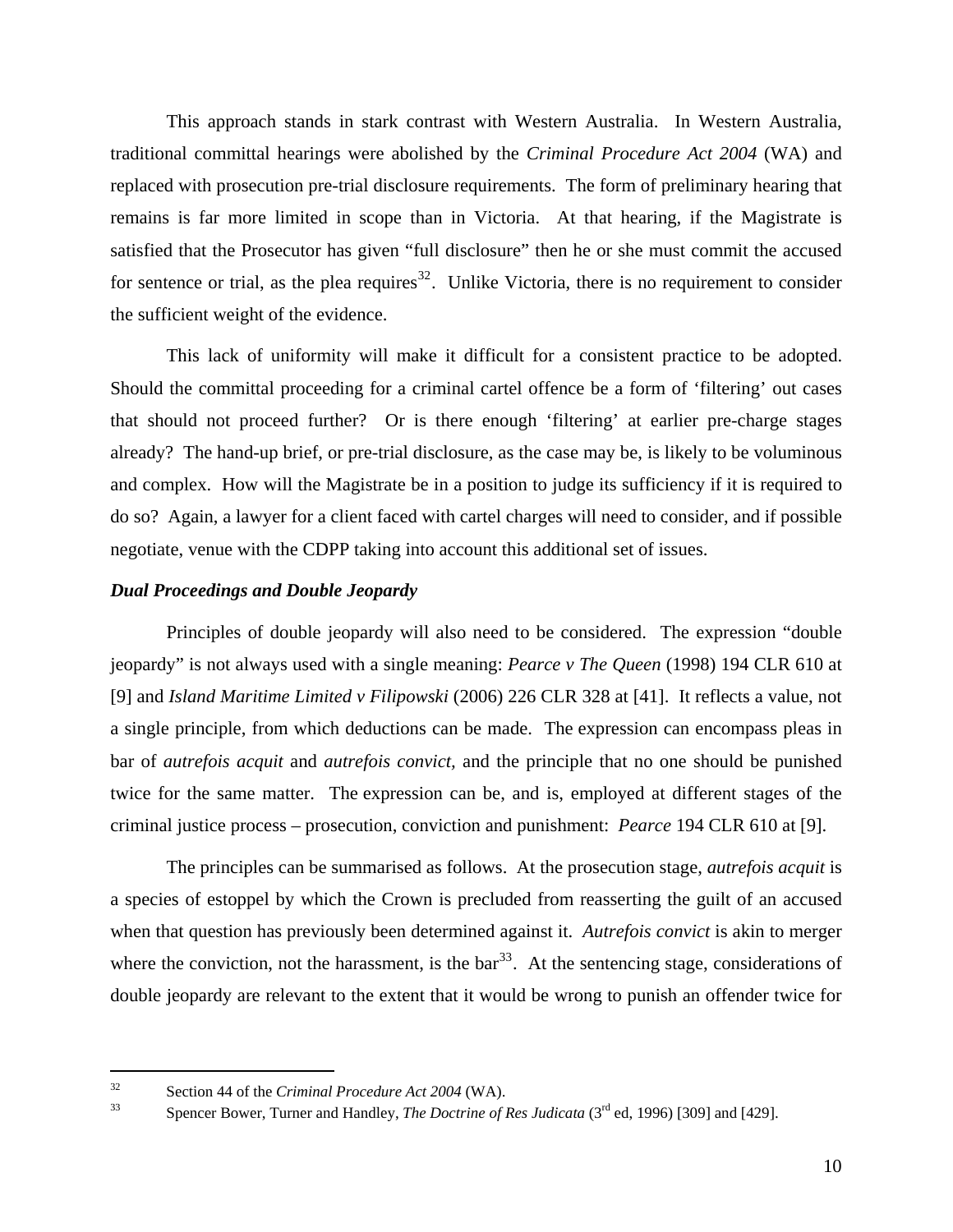This approach stands in stark contrast with Western Australia. In Western Australia, traditional committal hearings were abolished by the *Criminal Procedure Act 2004* (WA) and replaced with prosecution pre-trial disclosure requirements. The form of preliminary hearing that remains is far more limited in scope than in Victoria. At that hearing, if the Magistrate is satisfied that the Prosecutor has given "full disclosure" then he or she must commit the accused for sentence or trial, as the plea requires[32]. Unlike Victoria, there is no requirement to consider the sufficient weight of the evidence.

This lack of uniformity will make it difficult for a consistent practice to be adopted. Should the committal proceeding for a criminal cartel offence be a form of 'filtering' out cases that should not proceed further? Or is there enough 'filtering' at earlier pre-charge stages already? The hand-up brief, or pre-trial disclosure, as the case may be, is likely to be voluminous and complex. How will the Magistrate be in a position to judge its sufficiency if it is required to do so? Again, a lawyer for a client faced with cartel charges will need to consider, and if possible negotiate, venue with the CDPP taking into account this additional set of issues.

***Dual Proceedings and Double Jeopardy***

Principles of double jeopardy will also need to be considered. The expression "double jeopardy" is not always used with a single meaning: *Pearce v The Queen* (1998) 194 CLR 610 at [9] and *Island Maritime Limited v Filipowski* (2006) 226 CLR 328 at [41]. It reflects a value, not a single principle, from which deductions can be made. The expression can encompass pleas in bar of *autrefois acquit* and *autrefois convict,* and the principle that no one should be punished twice for the same matter. The expression can be, and is, employed at different stages of the criminal justice process – prosecution, conviction and punishment: *Pearce* 194 CLR 610 at [9].

The principles can be summarised as follows. At the prosecution stage, *autrefois acquit* is a species of estoppel by which the Crown is precluded from reasserting the guilt of an accused when that question has previously been determined against it. *Autrefois convict* is akin to merger where the conviction, not the harassment, is the bar[33]. At the sentencing stage, considerations of double jeopardy are relevant to the extent that it would be wrong to punish an offender twice for

---

[32] Section 44 of the *Criminal Procedure Act 2004* (WA).

[33] Spencer Bower, Turner and Handley, *The Doctrine of Res Judicata* (3rd ed, 1996) [309] and [429].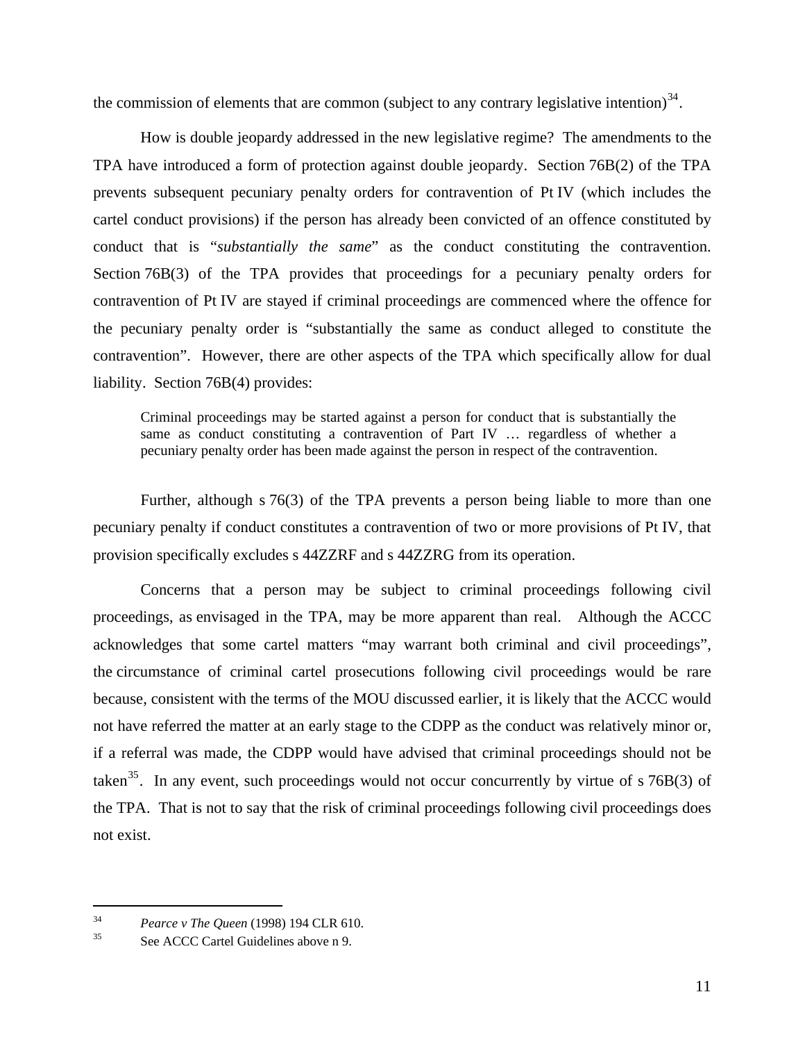the commission of elements that are common (subject to any contrary legislative intention)[34].

How is double jeopardy addressed in the new legislative regime? The amendments to the TPA have introduced a form of protection against double jeopardy. Section 76B(2) of the TPA prevents subsequent pecuniary penalty orders for contravention of Pt IV (which includes the cartel conduct provisions) if the person has already been convicted of an offence constituted by conduct that is "*substantially the same*" as the conduct constituting the contravention. Section 76B(3) of the TPA provides that proceedings for a pecuniary penalty orders for contravention of Pt IV are stayed if criminal proceedings are commenced where the offence for the pecuniary penalty order is "substantially the same as conduct alleged to constitute the contravention". However, there are other aspects of the TPA which specifically allow for dual liability. Section 76B(4) provides:

> Criminal proceedings may be started against a person for conduct that is substantially the same as conduct constituting a contravention of Part IV … regardless of whether a pecuniary penalty order has been made against the person in respect of the contravention.

Further, although s 76(3) of the TPA prevents a person being liable to more than one pecuniary penalty if conduct constitutes a contravention of two or more provisions of Pt IV, that provision specifically excludes s 44ZZRF and s 44ZZRG from its operation.

Concerns that a person may be subject to criminal proceedings following civil proceedings, as envisaged in the TPA, may be more apparent than real. Although the ACCC acknowledges that some cartel matters "may warrant both criminal and civil proceedings", the circumstance of criminal cartel prosecutions following civil proceedings would be rare because, consistent with the terms of the MOU discussed earlier, it is likely that the ACCC would not have referred the matter at an early stage to the CDPP as the conduct was relatively minor or, if a referral was made, the CDPP would have advised that criminal proceedings should not be taken[35]. In any event, such proceedings would not occur concurrently by virtue of s 76B(3) of the TPA. That is not to say that the risk of criminal proceedings following civil proceedings does not exist.

---

[34] *Pearce v The Queen* (1998) 194 CLR 610.

[35] See ACCC Cartel Guidelines above n 9.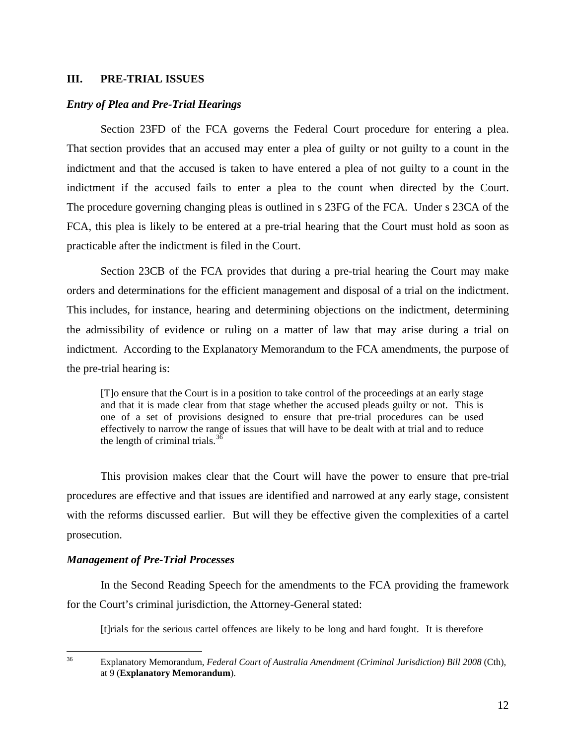## III. PRE-TRIAL ISSUES

### *Entry of Plea and Pre-Trial Hearings*

Section 23FD of the FCA governs the Federal Court procedure for entering a plea. That section provides that an accused may enter a plea of guilty or not guilty to a count in the indictment and that the accused is taken to have entered a plea of not guilty to a count in the indictment if the accused fails to enter a plea to the count when directed by the Court. The procedure governing changing pleas is outlined in s 23FG of the FCA. Under s 23CA of the FCA, this plea is likely to be entered at a pre-trial hearing that the Court must hold as soon as practicable after the indictment is filed in the Court.

Section 23CB of the FCA provides that during a pre-trial hearing the Court may make orders and determinations for the efficient management and disposal of a trial on the indictment. This includes, for instance, hearing and determining objections on the indictment, determining the admissibility of evidence or ruling on a matter of law that may arise during a trial on indictment. According to the Explanatory Memorandum to the FCA amendments, the purpose of the pre-trial hearing is:

> [T]o ensure that the Court is in a position to take control of the proceedings at an early stage and that it is made clear from that stage whether the accused pleads guilty or not. This is one of a set of provisions designed to ensure that pre-trial procedures can be used effectively to narrow the range of issues that will have to be dealt with at trial and to reduce the length of criminal trials.[36]

This provision makes clear that the Court will have the power to ensure that pre-trial procedures are effective and that issues are identified and narrowed at any early stage, consistent with the reforms discussed earlier. But will they be effective given the complexities of a cartel prosecution.

### *Management of Pre-Trial Processes*

In the Second Reading Speech for the amendments to the FCA providing the framework for the Court's criminal jurisdiction, the Attorney-General stated:

> [t]rials for the serious cartel offences are likely to be long and hard fought. It is therefore

---

[36] Explanatory Memorandum, *Federal Court of Australia Amendment (Criminal Jurisdiction) Bill 2008* (Cth), at 9 (**Explanatory Memorandum**).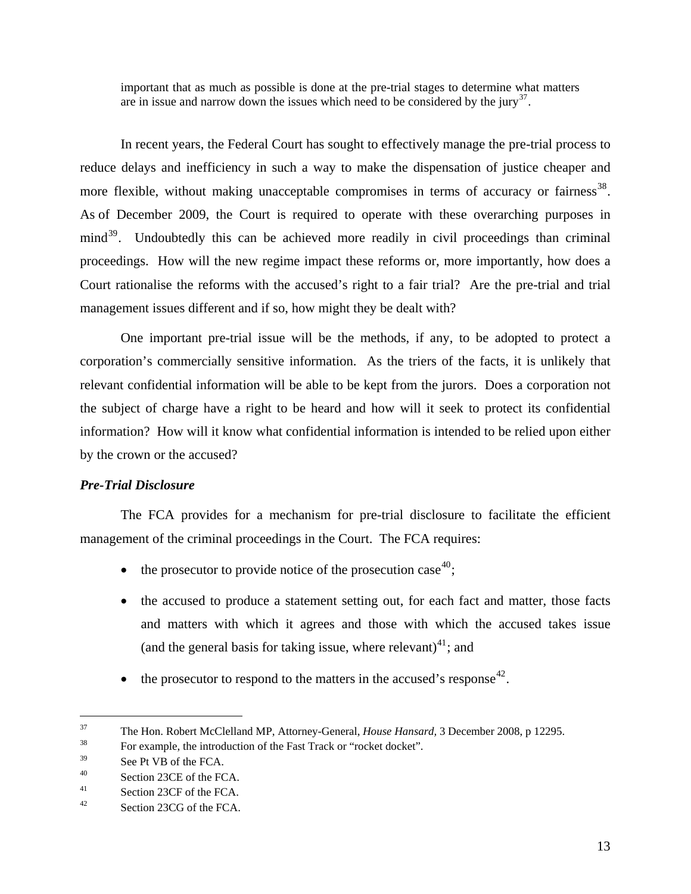> important that as much as possible is done at the pre-trial stages to determine what matters are in issue and narrow down the issues which need to be considered by the jury[37].

In recent years, the Federal Court has sought to effectively manage the pre-trial process to reduce delays and inefficiency in such a way to make the dispensation of justice cheaper and more flexible, without making unacceptable compromises in terms of accuracy or fairness[38]. As of December 2009, the Court is required to operate with these overarching purposes in mind[39]. Undoubtedly this can be achieved more readily in civil proceedings than criminal proceedings. How will the new regime impact these reforms or, more importantly, how does a Court rationalise the reforms with the accused's right to a fair trial? Are the pre-trial and trial management issues different and if so, how might they be dealt with?

One important pre-trial issue will be the methods, if any, to be adopted to protect a corporation's commercially sensitive information. As the triers of the facts, it is unlikely that relevant confidential information will be able to be kept from the jurors. Does a corporation not the subject of charge have a right to be heard and how will it seek to protect its confidential information? How will it know what confidential information is intended to be relied upon either by the crown or the accused?

***Pre-Trial Disclosure***

The FCA provides for a mechanism for pre-trial disclosure to facilitate the efficient management of the criminal proceedings in the Court. The FCA requires:

- the prosecutor to provide notice of the prosecution case[40];
- the accused to produce a statement setting out, for each fact and matter, those facts and matters with which it agrees and those with which the accused takes issue (and the general basis for taking issue, where relevant)[41]; and
- the prosecutor to respond to the matters in the accused's response[42].

---

[37] The Hon. Robert McClelland MP, Attorney-General, *House Hansard,* 3 December 2008, p 12295.

[38] For example, the introduction of the Fast Track or "rocket docket".

[39] See Pt VB of the FCA.

[40] Section 23CE of the FCA.

[41] Section 23CF of the FCA.

[42] Section 23CG of the FCA.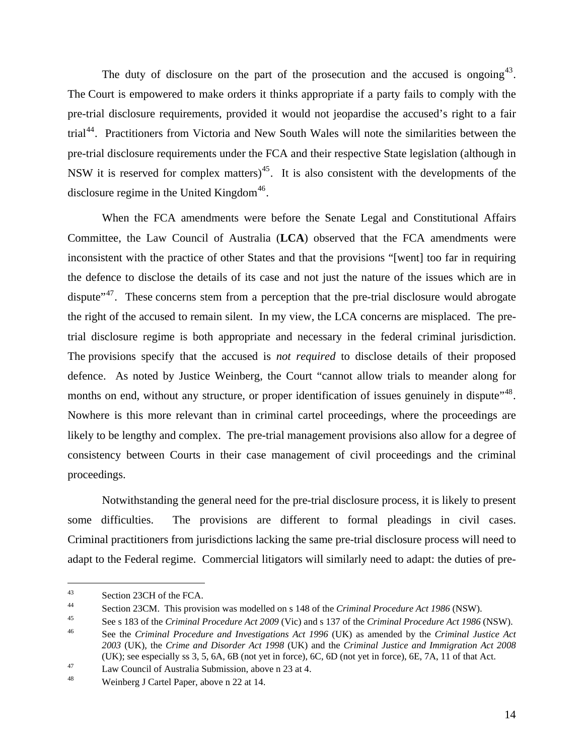The duty of disclosure on the part of the prosecution and the accused is ongoing[43]. The Court is empowered to make orders it thinks appropriate if a party fails to comply with the pre-trial disclosure requirements, provided it would not jeopardise the accused's right to a fair trial[44]. Practitioners from Victoria and New South Wales will note the similarities between the pre-trial disclosure requirements under the FCA and their respective State legislation (although in NSW it is reserved for complex matters)[45]. It is also consistent with the developments of the disclosure regime in the United Kingdom[46].

When the FCA amendments were before the Senate Legal and Constitutional Affairs Committee, the Law Council of Australia (**LCA**) observed that the FCA amendments were inconsistent with the practice of other States and that the provisions "[went] too far in requiring the defence to disclose the details of its case and not just the nature of the issues which are in dispute"[47]. These concerns stem from a perception that the pre-trial disclosure would abrogate the right of the accused to remain silent. In my view, the LCA concerns are misplaced. The pre-trial disclosure regime is both appropriate and necessary in the federal criminal jurisdiction. The provisions specify that the accused is *not required* to disclose details of their proposed defence. As noted by Justice Weinberg, the Court "cannot allow trials to meander along for months on end, without any structure, or proper identification of issues genuinely in dispute"[48]. Nowhere is this more relevant than in criminal cartel proceedings, where the proceedings are likely to be lengthy and complex. The pre-trial management provisions also allow for a degree of consistency between Courts in their case management of civil proceedings and the criminal proceedings.

Notwithstanding the general need for the pre-trial disclosure process, it is likely to present some difficulties. The provisions are different to formal pleadings in civil cases. Criminal practitioners from jurisdictions lacking the same pre-trial disclosure process will need to adapt to the Federal regime. Commercial litigators will similarly need to adapt: the duties of pre-

---

[43] Section 23CH of the FCA.

[44] Section 23CM. This provision was modelled on s 148 of the *Criminal Procedure Act 1986* (NSW).

[45] See s 183 of the *Criminal Procedure Act 2009* (Vic) and s 137 of the *Criminal Procedure Act 1986* (NSW).

[46] See the *Criminal Procedure and Investigations Act 1996* (UK) as amended by the *Criminal Justice Act 2003* (UK), the *Crime and Disorder Act 1998* (UK) and the *Criminal Justice and Immigration Act 2008* (UK); see especially ss 3, 5, 6A, 6B (not yet in force), 6C, 6D (not yet in force), 6E, 7A, 11 of that Act.

[47] Law Council of Australia Submission, above n 23 at 4.

[48] Weinberg J Cartel Paper, above n 22 at 14.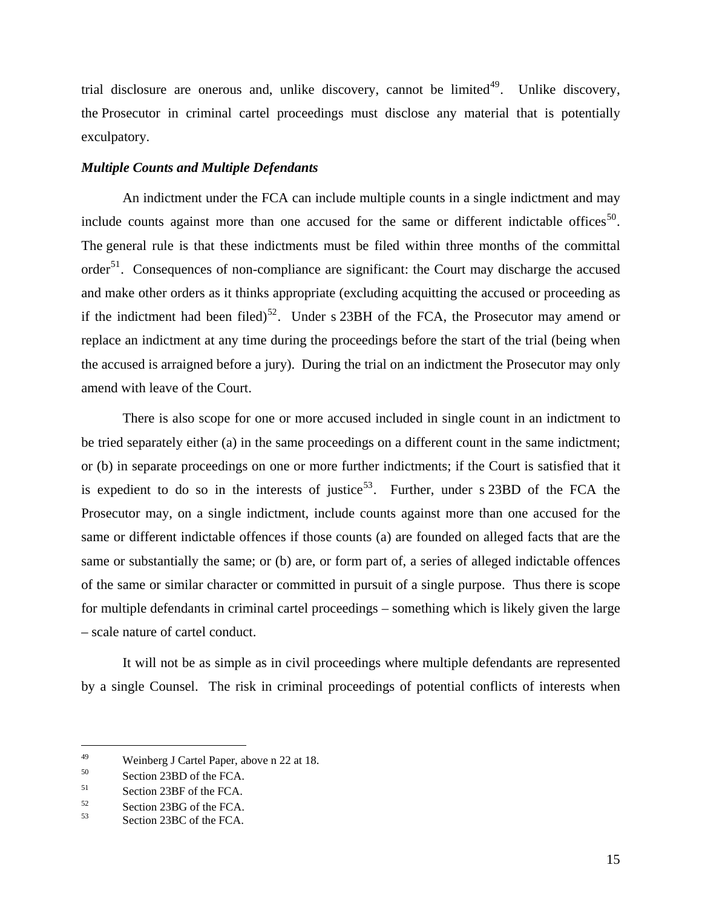trial disclosure are onerous and, unlike discovery, cannot be limited[49]. Unlike discovery, the Prosecutor in criminal cartel proceedings must disclose any material that is potentially exculpatory.

***Multiple Counts and Multiple Defendants***

An indictment under the FCA can include multiple counts in a single indictment and may include counts against more than one accused for the same or different indictable offices[50]. The general rule is that these indictments must be filed within three months of the committal order[51]. Consequences of non-compliance are significant: the Court may discharge the accused and make other orders as it thinks appropriate (excluding acquitting the accused or proceeding as if the indictment had been filed)[52]. Under s 23BH of the FCA, the Prosecutor may amend or replace an indictment at any time during the proceedings before the start of the trial (being when the accused is arraigned before a jury). During the trial on an indictment the Prosecutor may only amend with leave of the Court.

There is also scope for one or more accused included in single count in an indictment to be tried separately either (a) in the same proceedings on a different count in the same indictment; or (b) in separate proceedings on one or more further indictments; if the Court is satisfied that it is expedient to do so in the interests of justice[53]. Further, under s 23BD of the FCA the Prosecutor may, on a single indictment, include counts against more than one accused for the same or different indictable offences if those counts (a) are founded on alleged facts that are the same or substantially the same; or (b) are, or form part of, a series of alleged indictable offences of the same or similar character or committed in pursuit of a single purpose. Thus there is scope for multiple defendants in criminal cartel proceedings – something which is likely given the large – scale nature of cartel conduct.

It will not be as simple as in civil proceedings where multiple defendants are represented by a single Counsel. The risk in criminal proceedings of potential conflicts of interests when

---

[49] Weinberg J Cartel Paper, above n 22 at 18.

[50] Section 23BD of the FCA.

[51] Section 23BF of the FCA.

[52] Section 23BG of the FCA.

[53] Section 23BC of the FCA.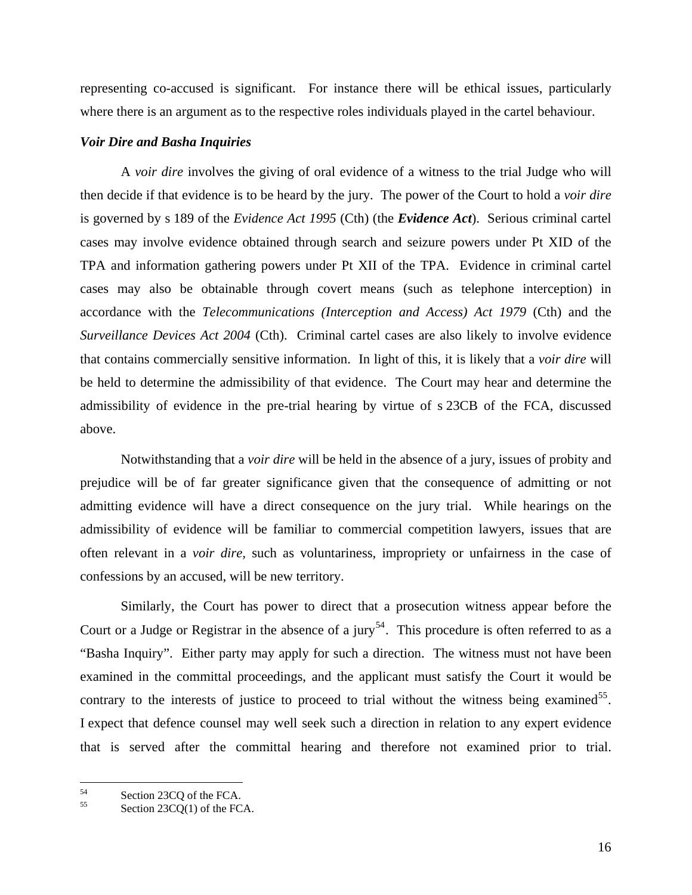representing co-accused is significant. For instance there will be ethical issues, particularly where there is an argument as to the respective roles individuals played in the cartel behaviour.

### *Voir Dire and Basha Inquiries*

A *voir dire* involves the giving of oral evidence of a witness to the trial Judge who will then decide if that evidence is to be heard by the jury. The power of the Court to hold a *voir dire* is governed by s 189 of the *Evidence Act 1995* (Cth) (the ***Evidence Act***). Serious criminal cartel cases may involve evidence obtained through search and seizure powers under Pt XID of the TPA and information gathering powers under Pt XII of the TPA. Evidence in criminal cartel cases may also be obtainable through covert means (such as telephone interception) in accordance with the *Telecommunications (Interception and Access) Act 1979* (Cth) and the *Surveillance Devices Act 2004* (Cth). Criminal cartel cases are also likely to involve evidence that contains commercially sensitive information. In light of this, it is likely that a *voir dire* will be held to determine the admissibility of that evidence. The Court may hear and determine the admissibility of evidence in the pre-trial hearing by virtue of s 23CB of the FCA, discussed above.

Notwithstanding that a *voir dire* will be held in the absence of a jury, issues of probity and prejudice will be of far greater significance given that the consequence of admitting or not admitting evidence will have a direct consequence on the jury trial. While hearings on the admissibility of evidence will be familiar to commercial competition lawyers, issues that are often relevant in a *voir dire*, such as voluntariness, impropriety or unfairness in the case of confessions by an accused, will be new territory.

Similarly, the Court has power to direct that a prosecution witness appear before the Court or a Judge or Registrar in the absence of a jury[54]. This procedure is often referred to as a "Basha Inquiry". Either party may apply for such a direction. The witness must not have been examined in the committal proceedings, and the applicant must satisfy the Court it would be contrary to the interests of justice to proceed to trial without the witness being examined[55]. I expect that defence counsel may well seek such a direction in relation to any expert evidence that is served after the committal hearing and therefore not examined prior to trial.

---

[54] Section 23CQ of the FCA.

[55] Section 23CQ(1) of the FCA.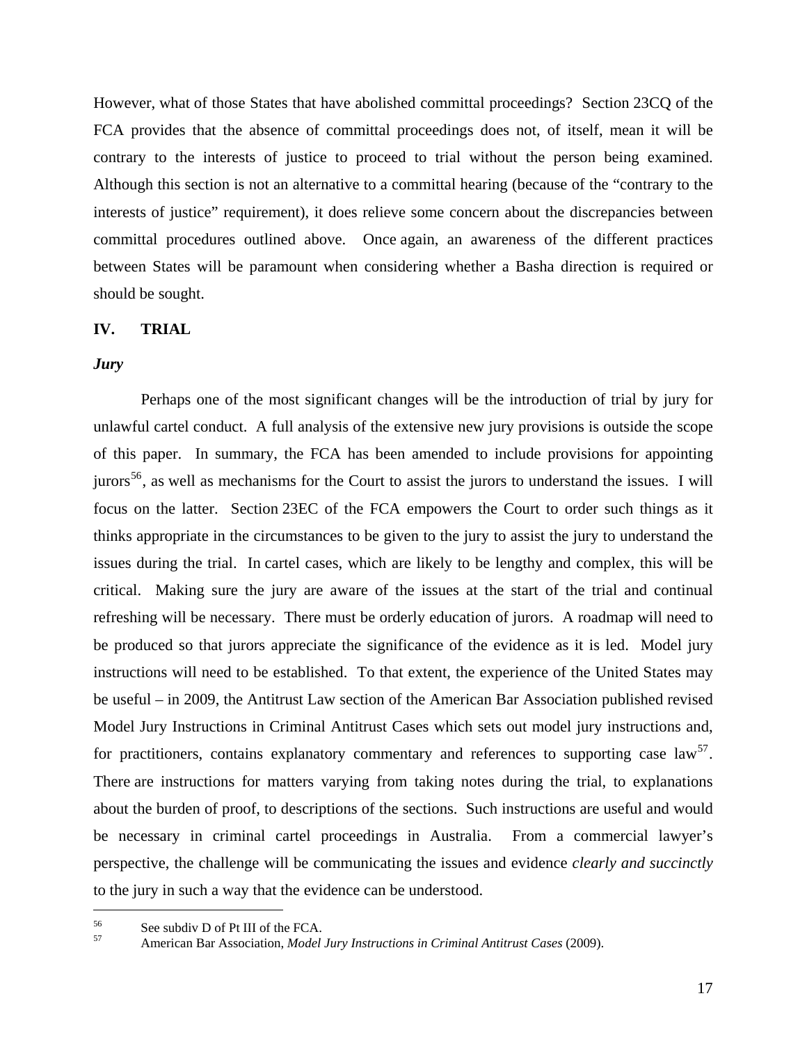However, what of those States that have abolished committal proceedings? Section 23CQ of the FCA provides that the absence of committal proceedings does not, of itself, mean it will be contrary to the interests of justice to proceed to trial without the person being examined. Although this section is not an alternative to a committal hearing (because of the "contrary to the interests of justice" requirement), it does relieve some concern about the discrepancies between committal procedures outlined above. Once again, an awareness of the different practices between States will be paramount when considering whether a Basha direction is required or should be sought.

## IV. TRIAL

### *Jury*

Perhaps one of the most significant changes will be the introduction of trial by jury for unlawful cartel conduct. A full analysis of the extensive new jury provisions is outside the scope of this paper. In summary, the FCA has been amended to include provisions for appointing jurors[56], as well as mechanisms for the Court to assist the jurors to understand the issues. I will focus on the latter. Section 23EC of the FCA empowers the Court to order such things as it thinks appropriate in the circumstances to be given to the jury to assist the jury to understand the issues during the trial. In cartel cases, which are likely to be lengthy and complex, this will be critical. Making sure the jury are aware of the issues at the start of the trial and continual refreshing will be necessary. There must be orderly education of jurors. A roadmap will need to be produced so that jurors appreciate the significance of the evidence as it is led. Model jury instructions will need to be established. To that extent, the experience of the United States may be useful – in 2009, the Antitrust Law section of the American Bar Association published revised Model Jury Instructions in Criminal Antitrust Cases which sets out model jury instructions and, for practitioners, contains explanatory commentary and references to supporting case law[57]. There are instructions for matters varying from taking notes during the trial, to explanations about the burden of proof, to descriptions of the sections. Such instructions are useful and would be necessary in criminal cartel proceedings in Australia. From a commercial lawyer's perspective, the challenge will be communicating the issues and evidence *clearly and succinctly* to the jury in such a way that the evidence can be understood.

---

[56] See subdiv D of Pt III of the FCA.

[57] American Bar Association, *Model Jury Instructions in Criminal Antitrust Cases* (2009).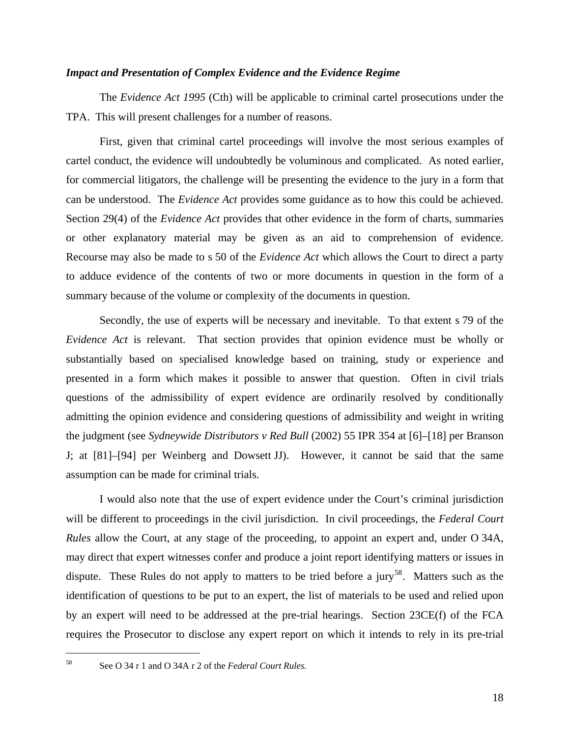***Impact and Presentation of Complex Evidence and the Evidence Regime***

The *Evidence Act 1995* (Cth) will be applicable to criminal cartel prosecutions under the TPA. This will present challenges for a number of reasons.

First, given that criminal cartel proceedings will involve the most serious examples of cartel conduct, the evidence will undoubtedly be voluminous and complicated. As noted earlier, for commercial litigators, the challenge will be presenting the evidence to the jury in a form that can be understood. The *Evidence Act* provides some guidance as to how this could be achieved. Section 29(4) of the *Evidence Act* provides that other evidence in the form of charts, summaries or other explanatory material may be given as an aid to comprehension of evidence. Recourse may also be made to s 50 of the *Evidence Act* which allows the Court to direct a party to adduce evidence of the contents of two or more documents in question in the form of a summary because of the volume or complexity of the documents in question.

Secondly, the use of experts will be necessary and inevitable. To that extent s 79 of the *Evidence Act* is relevant. That section provides that opinion evidence must be wholly or substantially based on specialised knowledge based on training, study or experience and presented in a form which makes it possible to answer that question. Often in civil trials questions of the admissibility of expert evidence are ordinarily resolved by conditionally admitting the opinion evidence and considering questions of admissibility and weight in writing the judgment (see *Sydneywide Distributors v Red Bull* (2002) 55 IPR 354 at [6]–[18] per Branson J; at [81]–[94] per Weinberg and Dowsett JJ). However, it cannot be said that the same assumption can be made for criminal trials.

I would also note that the use of expert evidence under the Court's criminal jurisdiction will be different to proceedings in the civil jurisdiction. In civil proceedings, the *Federal Court Rules* allow the Court, at any stage of the proceeding, to appoint an expert and, under O 34A, may direct that expert witnesses confer and produce a joint report identifying matters or issues in dispute. These Rules do not apply to matters to be tried before a jury[58]. Matters such as the identification of questions to be put to an expert, the list of materials to be used and relied upon by an expert will need to be addressed at the pre-trial hearings. Section 23CE(f) of the FCA requires the Prosecutor to disclose any expert report on which it intends to rely in its pre-trial

---

[58] See O 34 r 1 and O 34A r 2 of the *Federal Court Rules.*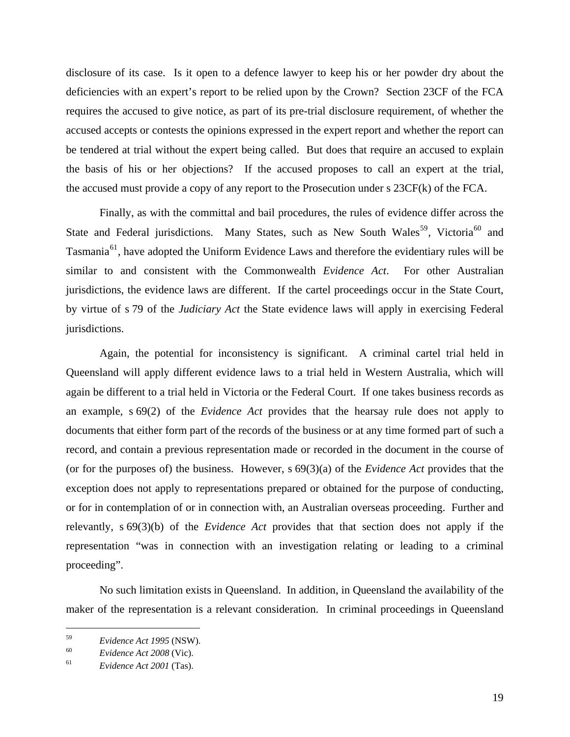disclosure of its case. Is it open to a defence lawyer to keep his or her powder dry about the deficiencies with an expert's report to be relied upon by the Crown? Section 23CF of the FCA requires the accused to give notice, as part of its pre-trial disclosure requirement, of whether the accused accepts or contests the opinions expressed in the expert report and whether the report can be tendered at trial without the expert being called. But does that require an accused to explain the basis of his or her objections? If the accused proposes to call an expert at the trial, the accused must provide a copy of any report to the Prosecution under s 23CF(k) of the FCA.

Finally, as with the committal and bail procedures, the rules of evidence differ across the State and Federal jurisdictions. Many States, such as New South Wales[59], Victoria[60] and Tasmania[61], have adopted the Uniform Evidence Laws and therefore the evidentiary rules will be similar to and consistent with the Commonwealth *Evidence Act*. For other Australian jurisdictions, the evidence laws are different. If the cartel proceedings occur in the State Court, by virtue of s 79 of the *Judiciary Act* the State evidence laws will apply in exercising Federal jurisdictions.

Again, the potential for inconsistency is significant. A criminal cartel trial held in Queensland will apply different evidence laws to a trial held in Western Australia, which will again be different to a trial held in Victoria or the Federal Court. If one takes business records as an example, s 69(2) of the *Evidence Act* provides that the hearsay rule does not apply to documents that either form part of the records of the business or at any time formed part of such a record, and contain a previous representation made or recorded in the document in the course of (or for the purposes of) the business. However, s 69(3)(a) of the *Evidence Act* provides that the exception does not apply to representations prepared or obtained for the purpose of conducting, or for in contemplation of or in connection with, an Australian overseas proceeding. Further and relevantly, s 69(3)(b) of the *Evidence Act* provides that that section does not apply if the representation "was in connection with an investigation relating or leading to a criminal proceeding".

No such limitation exists in Queensland. In addition, in Queensland the availability of the maker of the representation is a relevant consideration. In criminal proceedings in Queensland

---

[59] *Evidence Act 1995* (NSW).

[60] *Evidence Act 2008* (Vic).

[61] *Evidence Act 2001* (Tas).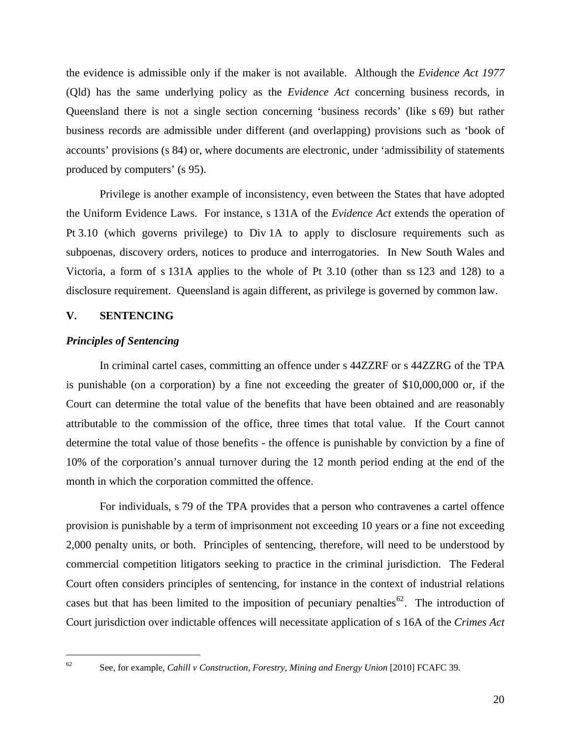the evidence is admissible only if the maker is not available. Although the *Evidence Act 1977* (Qld) has the same underlying policy as the *Evidence Act* concerning business records, in Queensland there is not a single section concerning 'business records' (like s 69) but rather business records are admissible under different (and overlapping) provisions such as 'book of accounts' provisions (s 84) or, where documents are electronic, under 'admissibility of statements produced by computers' (s 95).

Privilege is another example of inconsistency, even between the States that have adopted the Uniform Evidence Laws. For instance, s 131A of the *Evidence Act* extends the operation of Pt 3.10 (which governs privilege) to Div 1A to apply to disclosure requirements such as subpoenas, discovery orders, notices to produce and interrogatories. In New South Wales and Victoria, a form of s 131A applies to the whole of Pt 3.10 (other than ss 123 and 128) to a disclosure requirement. Queensland is again different, as privilege is governed by common law.

## V. SENTENCING

### *Principles of Sentencing*

In criminal cartel cases, committing an offence under s 44ZZRF or s 44ZZRG of the TPA is punishable (on a corporation) by a fine not exceeding the greater of $10,000,000 or, if the Court can determine the total value of the benefits that have been obtained and are reasonably attributable to the commission of the office, three times that total value. If the Court cannot determine the total value of those benefits - the offence is punishable by conviction by a fine of 10% of the corporation's annual turnover during the 12 month period ending at the end of the month in which the corporation committed the offence.

For individuals, s 79 of the TPA provides that a person who contravenes a cartel offence provision is punishable by a term of imprisonment not exceeding 10 years or a fine not exceeding 2,000 penalty units, or both. Principles of sentencing, therefore, will need to be understood by commercial competition litigators seeking to practice in the criminal jurisdiction. The Federal Court often considers principles of sentencing, for instance in the context of industrial relations cases but that has been limited to the imposition of pecuniary penalties[62]. The introduction of Court jurisdiction over indictable offences will necessitate application of s 16A of the *Crimes Act*

[62] See, for example, *Cahill v Construction, Forestry, Mining and Energy Union* [2010] FCAFC 39.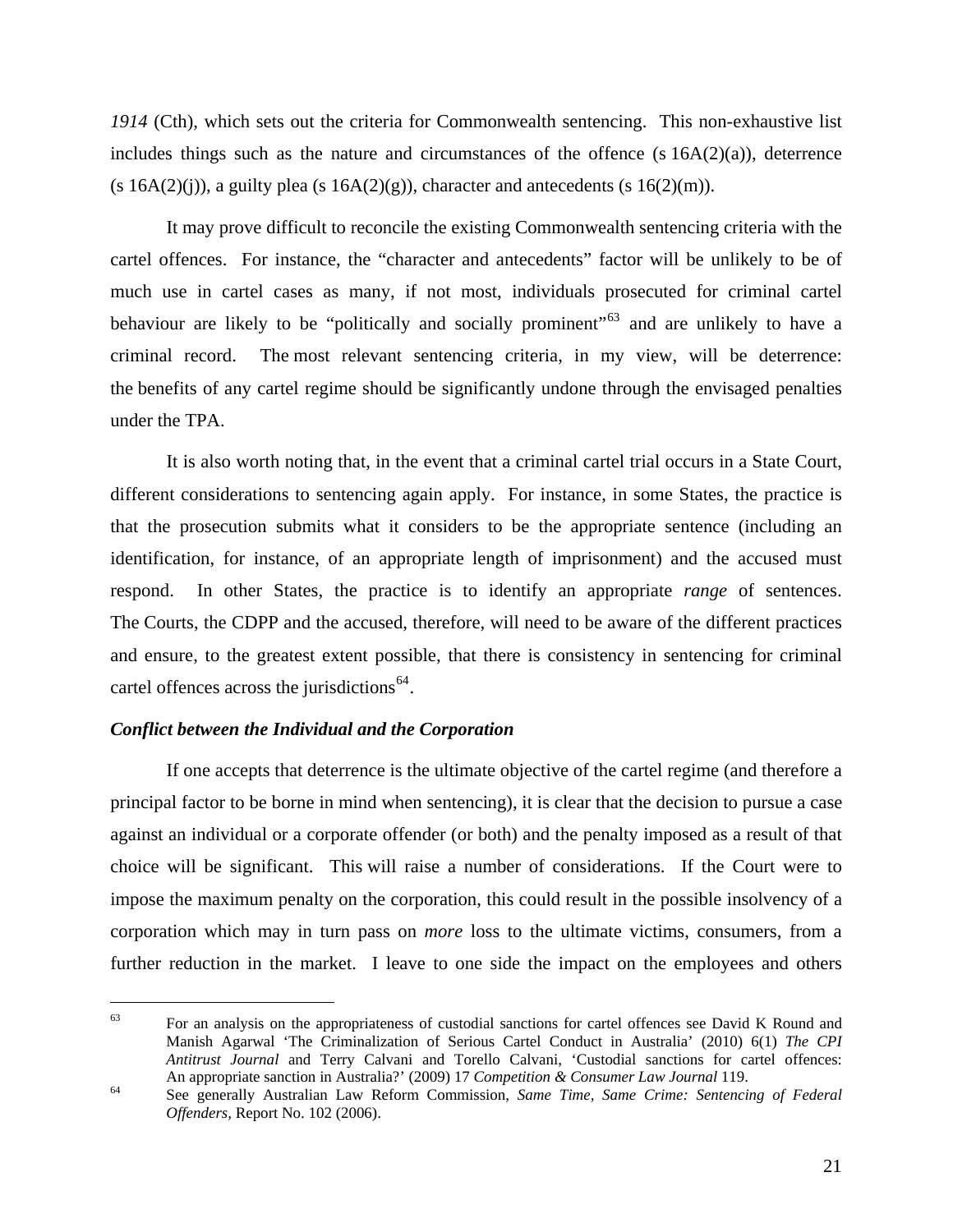*1914* (Cth), which sets out the criteria for Commonwealth sentencing. This non-exhaustive list includes things such as the nature and circumstances of the offence (s 16A(2)(a)), deterrence (s 16A(2)(j)), a guilty plea (s 16A(2)(g)), character and antecedents (s 16(2)(m)).

It may prove difficult to reconcile the existing Commonwealth sentencing criteria with the cartel offences. For instance, the "character and antecedents" factor will be unlikely to be of much use in cartel cases as many, if not most, individuals prosecuted for criminal cartel behaviour are likely to be "politically and socially prominent"[63] and are unlikely to have a criminal record. The most relevant sentencing criteria, in my view, will be deterrence: the benefits of any cartel regime should be significantly undone through the envisaged penalties under the TPA.

It is also worth noting that, in the event that a criminal cartel trial occurs in a State Court, different considerations to sentencing again apply. For instance, in some States, the practice is that the prosecution submits what it considers to be the appropriate sentence (including an identification, for instance, of an appropriate length of imprisonment) and the accused must respond. In other States, the practice is to identify an appropriate *range* of sentences. The Courts, the CDPP and the accused, therefore, will need to be aware of the different practices and ensure, to the greatest extent possible, that there is consistency in sentencing for criminal cartel offences across the jurisdictions[64].

### *Conflict between the Individual and the Corporation*

If one accepts that deterrence is the ultimate objective of the cartel regime (and therefore a principal factor to be borne in mind when sentencing), it is clear that the decision to pursue a case against an individual or a corporate offender (or both) and the penalty imposed as a result of that choice will be significant. This will raise a number of considerations. If the Court were to impose the maximum penalty on the corporation, this could result in the possible insolvency of a corporation which may in turn pass on *more* loss to the ultimate victims, consumers, from a further reduction in the market. I leave to one side the impact on the employees and others

---

[63] For an analysis on the appropriateness of custodial sanctions for cartel offences see David K Round and Manish Agarwal 'The Criminalization of Serious Cartel Conduct in Australia' (2010) 6(1) *The CPI Antitrust Journal* and Terry Calvani and Torello Calvani, 'Custodial sanctions for cartel offences: An appropriate sanction in Australia?' (2009) 17 *Competition & Consumer Law Journal* 119.

[64] See generally Australian Law Reform Commission, *Same Time, Same Crime: Sentencing of Federal Offenders*, Report No. 102 (2006).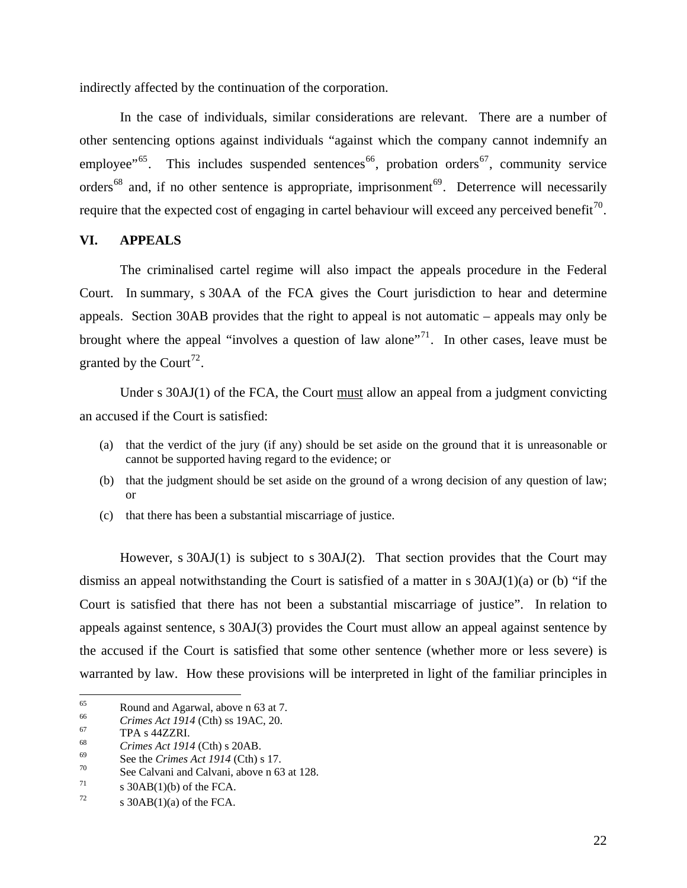indirectly affected by the continuation of the corporation.

In the case of individuals, similar considerations are relevant. There are a number of other sentencing options against individuals "against which the company cannot indemnify an employee"[65]. This includes suspended sentences[66], probation orders[67], community service orders[68] and, if no other sentence is appropriate, imprisonment[69]. Deterrence will necessarily require that the expected cost of engaging in cartel behaviour will exceed any perceived benefit[70].

## VI. APPEALS

The criminalised cartel regime will also impact the appeals procedure in the Federal Court. In summary, s 30AA of the FCA gives the Court jurisdiction to hear and determine appeals. Section 30AB provides that the right to appeal is not automatic – appeals may only be brought where the appeal "involves a question of law alone"[71]. In other cases, leave must be granted by the Court[72].

Under s 30AJ(1) of the FCA, the Court <u>must</u> allow an appeal from a judgment convicting an accused if the Court is satisfied:

> (a) that the verdict of the jury (if any) should be set aside on the ground that it is unreasonable or cannot be supported having regard to the evidence; or
>
> (b) that the judgment should be set aside on the ground of a wrong decision of any question of law; or
>
> (c) that there has been a substantial miscarriage of justice.

However, s 30AJ(1) is subject to s 30AJ(2). That section provides that the Court may dismiss an appeal notwithstanding the Court is satisfied of a matter in s 30AJ(1)(a) or (b) "if the Court is satisfied that there has not been a substantial miscarriage of justice". In relation to appeals against sentence, s 30AJ(3) provides the Court must allow an appeal against sentence by the accused if the Court is satisfied that some other sentence (whether more or less severe) is warranted by law. How these provisions will be interpreted in light of the familiar principles in

---

[65] Round and Agarwal, above n 63 at 7.

[66] *Crimes Act 1914* (Cth) ss 19AC, 20.

[67] TPA s 44ZZRI.

[68] *Crimes Act 1914* (Cth) s 20AB.

[69] See the *Crimes Act 1914* (Cth) s 17.

[70] See Calvani and Calvani, above n 63 at 128.

[71] s 30AB(1)(b) of the FCA.

[72] s 30AB(1)(a) of the FCA.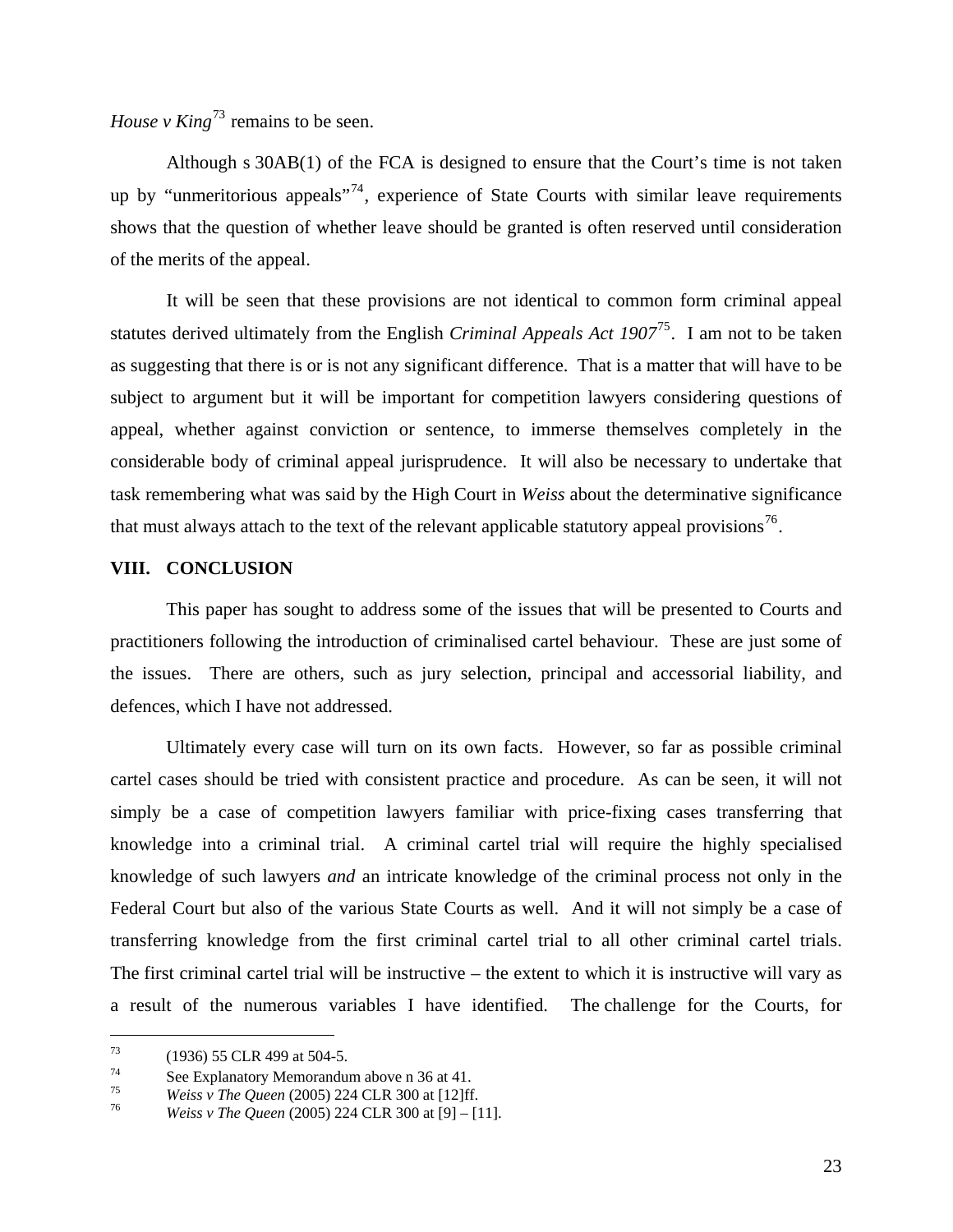*House v King*[73] remains to be seen.

Although s 30AB(1) of the FCA is designed to ensure that the Court's time is not taken up by "unmeritorious appeals"[74], experience of State Courts with similar leave requirements shows that the question of whether leave should be granted is often reserved until consideration of the merits of the appeal.

It will be seen that these provisions are not identical to common form criminal appeal statutes derived ultimately from the English *Criminal Appeals Act 1907*[75]. I am not to be taken as suggesting that there is or is not any significant difference. That is a matter that will have to be subject to argument but it will be important for competition lawyers considering questions of appeal, whether against conviction or sentence, to immerse themselves completely in the considerable body of criminal appeal jurisprudence. It will also be necessary to undertake that task remembering what was said by the High Court in *Weiss* about the determinative significance that must always attach to the text of the relevant applicable statutory appeal provisions[76].

## VIII. CONCLUSION

This paper has sought to address some of the issues that will be presented to Courts and practitioners following the introduction of criminalised cartel behaviour. These are just some of the issues. There are others, such as jury selection, principal and accessorial liability, and defences, which I have not addressed.

Ultimately every case will turn on its own facts. However, so far as possible criminal cartel cases should be tried with consistent practice and procedure. As can be seen, it will not simply be a case of competition lawyers familiar with price-fixing cases transferring that knowledge into a criminal trial. A criminal cartel trial will require the highly specialised knowledge of such lawyers *and* an intricate knowledge of the criminal process not only in the Federal Court but also of the various State Courts as well. And it will not simply be a case of transferring knowledge from the first criminal cartel trial to all other criminal cartel trials. The first criminal cartel trial will be instructive – the extent to which it is instructive will vary as a result of the numerous variables I have identified. The challenge for the Courts, for

---

[73] (1936) 55 CLR 499 at 504-5.

[74] See Explanatory Memorandum above n 36 at 41.

[75] *Weiss v The Queen* (2005) 224 CLR 300 at [12]ff.

[76] *Weiss v The Queen* (2005) 224 CLR 300 at [9] – [11].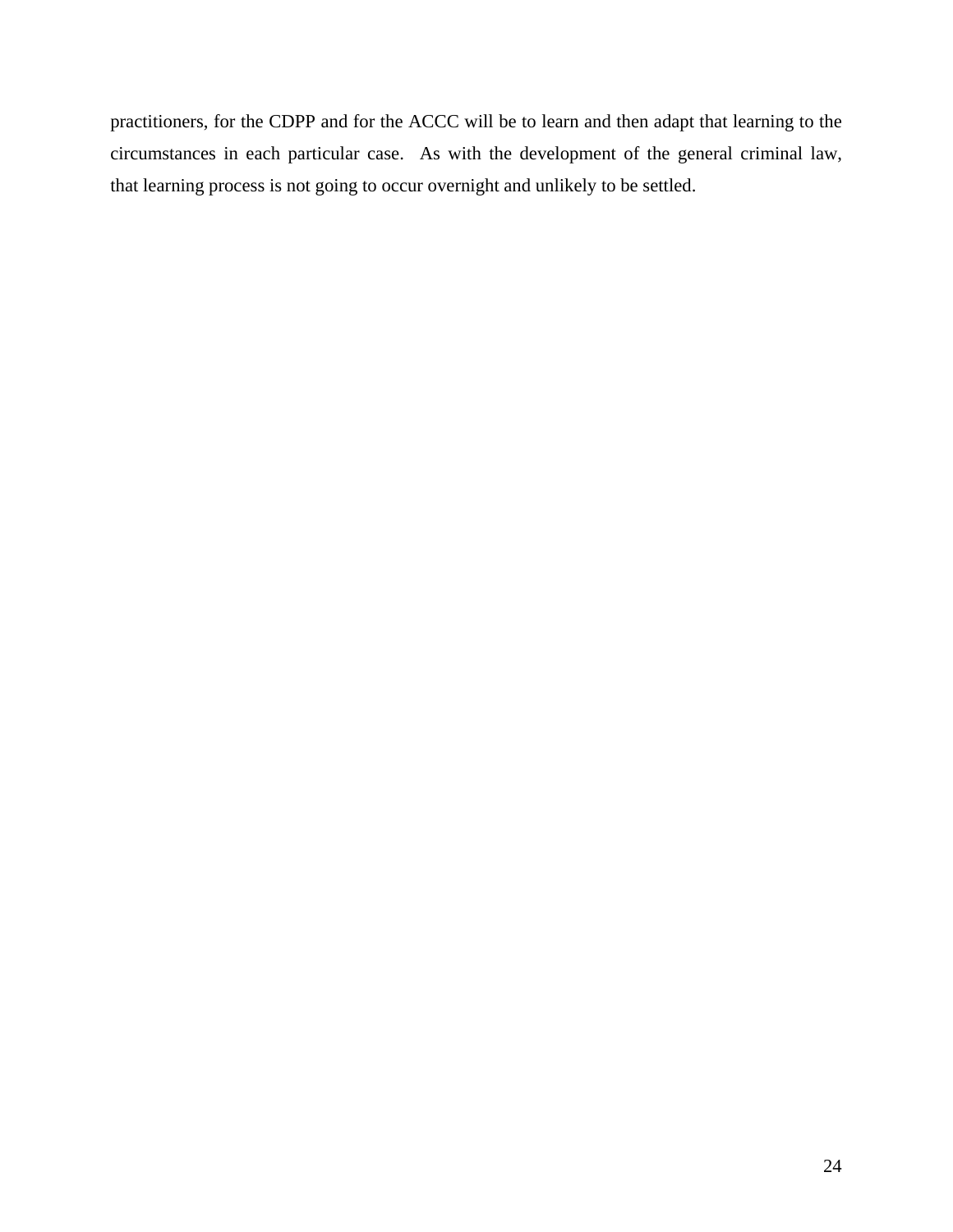practitioners, for the CDPP and for the ACCC will be to learn and then adapt that learning to the circumstances in each particular case. As with the development of the general criminal law, that learning process is not going to occur overnight and unlikely to be settled.